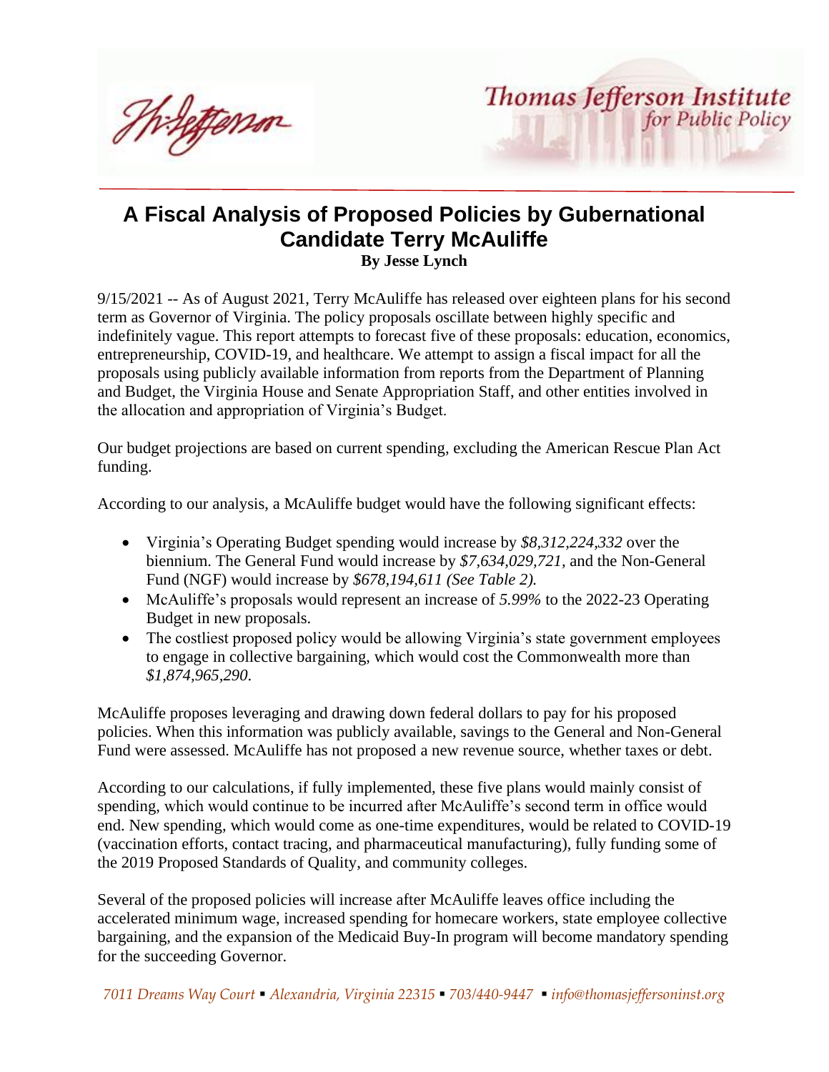# A Fiscal Analysis of Proposed Policies by Gubernational Candidate Terry McAuliffe

**By Jesse Lynch**

9/15/2021 -- As of August 2021, Terry McAuliffe has released over eighteen plans for his second term as Governor of Virginia. The policy proposals oscillate between highly specific and indefinitely vague. This report attempts to forecast five of these proposals: education, economics, entrepreneurship, COVID-19, and healthcare. We attempt to assign a fiscal impact for all the proposals using publicly available information from reports from the Department of Planning and Budget, the Virginia House and Senate Appropriation Staff, and other entities involved in the allocation and appropriation of Virginia's Budget.

Our budget projections are based on current spending, excluding the American Rescue Plan Act funding.

According to our analysis, a McAuliffe budget would have the following significant effects:

- Virginia's Operating Budget spending would increase by *$8,312,224,332* over the biennium. The General Fund would increase by *$7,634,029,721*, and the Non-General Fund (NGF) would increase by *$678,194,611 (See Table 2).*
- McAuliffe's proposals would represent an increase of *5.99%* to the 2022-23 Operating Budget in new proposals.
- The costliest proposed policy would be allowing Virginia's state government employees to engage in collective bargaining, which would cost the Commonwealth more than *$1,874,965,290*.

McAuliffe proposes leveraging and drawing down federal dollars to pay for his proposed policies. When this information was publicly available, savings to the General and Non-General Fund were assessed. McAuliffe has not proposed a new revenue source, whether taxes or debt.

According to our calculations, if fully implemented, these five plans would mainly consist of spending, which would continue to be incurred after McAuliffe's second term in office would end. New spending, which would come as one-time expenditures, would be related to COVID-19 (vaccination efforts, contact tracing, and pharmaceutical manufacturing), fully funding some of the 2019 Proposed Standards of Quality, and community colleges.

Several of the proposed policies will increase after McAuliffe leaves office including the accelerated minimum wage, increased spending for homecare workers, state employee collective bargaining, and the expansion of the Medicaid Buy-In program will become mandatory spending for the succeeding Governor.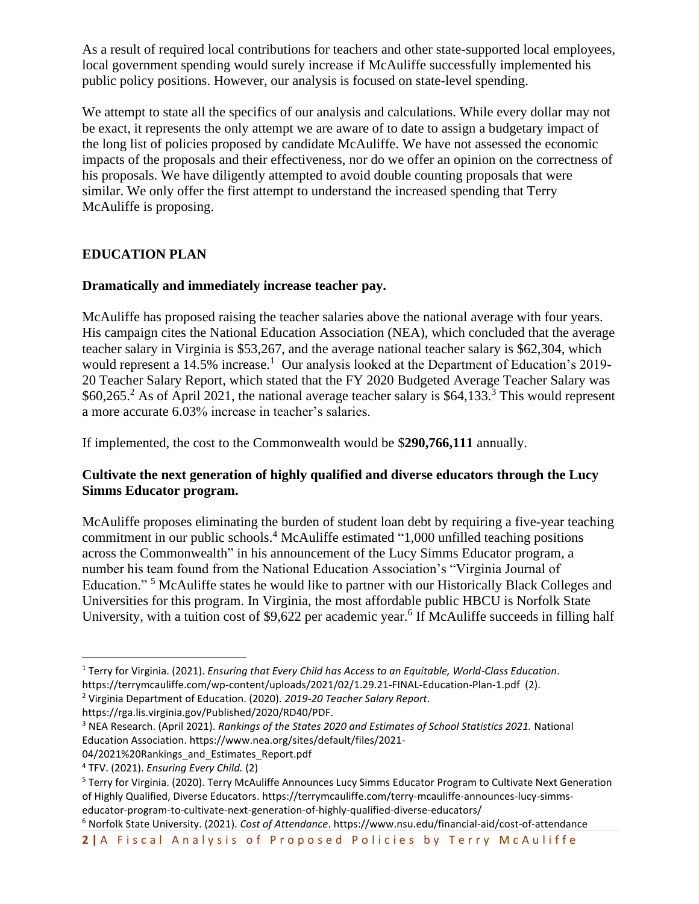As a result of required local contributions for teachers and other state-supported local employees, local government spending would surely increase if McAuliffe successfully implemented his public policy positions. However, our analysis is focused on state-level spending.

We attempt to state all the specifics of our analysis and calculations. While every dollar may not be exact, it represents the only attempt we are aware of to date to assign a budgetary impact of the long list of policies proposed by candidate McAuliffe. We have not assessed the economic impacts of the proposals and their effectiveness, nor do we offer an opinion on the correctness of his proposals. We have diligently attempted to avoid double counting proposals that were similar. We only offer the first attempt to understand the increased spending that Terry McAuliffe is proposing.

## EDUCATION PLAN

### Dramatically and immediately increase teacher pay.

McAuliffe has proposed raising the teacher salaries above the national average with four years. His campaign cites the National Education Association (NEA), which concluded that the average teacher salary in Virginia is $53,267, and the average national teacher salary is $62,304, which would represent a 14.5% increase.[1] Our analysis looked at the Department of Education's 2019-20 Teacher Salary Report, which stated that the FY 2020 Budgeted Average Teacher Salary was $60,265.[2] As of April 2021, the national average teacher salary is $64,133.[3] This would represent a more accurate 6.03% increase in teacher's salaries.

If implemented, the cost to the Commonwealth would be $**290,766,111** annually.

### Cultivate the next generation of highly qualified and diverse educators through the Lucy Simms Educator program.

McAuliffe proposes eliminating the burden of student loan debt by requiring a five-year teaching commitment in our public schools.[4] McAuliffe estimated "1,000 unfilled teaching positions across the Commonwealth" in his announcement of the Lucy Simms Educator program, a number his team found from the National Education Association's "Virginia Journal of Education." [5] McAuliffe states he would like to partner with our Historically Black Colleges and Universities for this program. In Virginia, the most affordable public HBCU is Norfolk State University, with a tuition cost of $9,622 per academic year.[6] If McAuliffe succeeds in filling half

---

[1] Terry for Virginia. (2021). *Ensuring that Every Child has Access to an Equitable, World-Class Education*. https://terrymcauliffe.com/wp-content/uploads/2021/02/1.29.21-FINAL-Education-Plan-1.pdf (2).

[2] Virginia Department of Education. (2020). *2019-20 Teacher Salary Report*. https://rga.lis.virginia.gov/Published/2020/RD40/PDF.

[3] NEA Research. (April 2021). *Rankings of the States 2020 and Estimates of School Statistics 2021.* National Education Association. https://www.nea.org/sites/default/files/2021-04/2021%20Rankings_and_Estimates_Report.pdf

[4] TFV. (2021). *Ensuring Every Child.* (2)

[5] Terry for Virginia. (2020). Terry McAuliffe Announces Lucy Simms Educator Program to Cultivate Next Generation of Highly Qualified, Diverse Educators. https://terrymcauliffe.com/terry-mcauliffe-announces-lucy-simms-educator-program-to-cultivate-next-generation-of-highly-qualified-diverse-educators/

[6] Norfolk State University. (2021). *Cost of Attendance*. https://www.nsu.edu/financial-aid/cost-of-attendance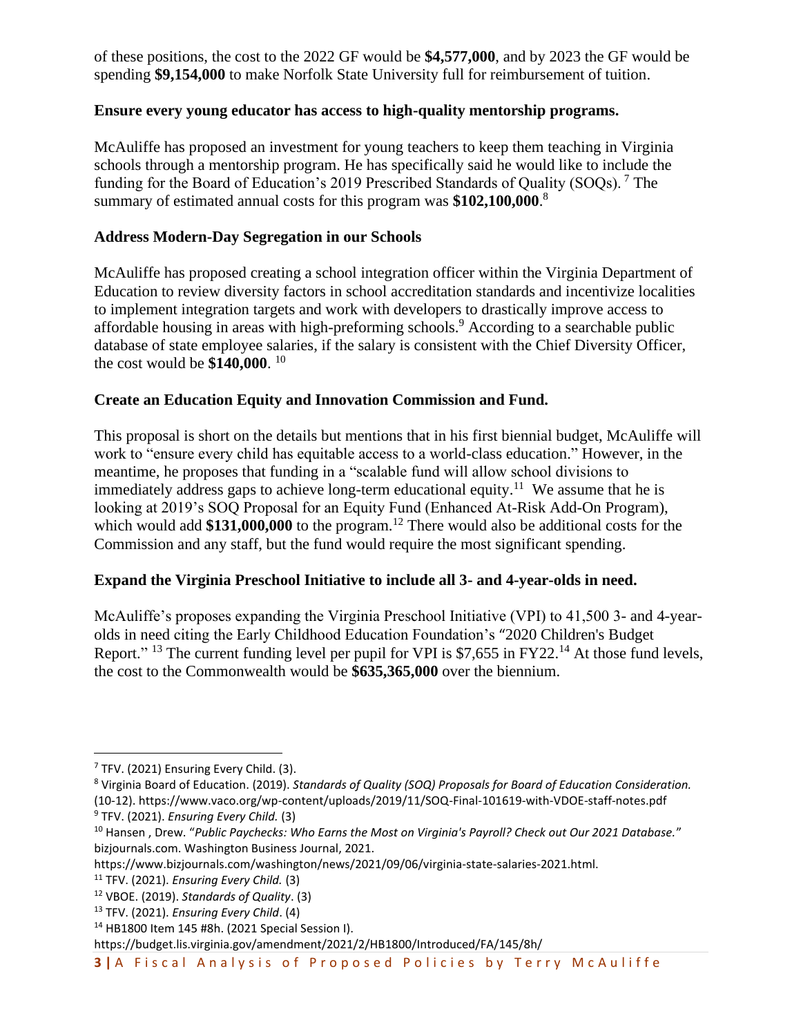of these positions, the cost to the 2022 GF would be **$4,577,000**, and by 2023 the GF would be spending **$9,154,000** to make Norfolk State University full for reimbursement of tuition.

### Ensure every young educator has access to high-quality mentorship programs.

McAuliffe has proposed an investment for young teachers to keep them teaching in Virginia schools through a mentorship program. He has specifically said he would like to include the funding for the Board of Education's 2019 Prescribed Standards of Quality (SOQs). [7] The summary of estimated annual costs for this program was **$102,100,000**.[8]

### Address Modern-Day Segregation in our Schools

McAuliffe has proposed creating a school integration officer within the Virginia Department of Education to review diversity factors in school accreditation standards and incentivize localities to implement integration targets and work with developers to drastically improve access to affordable housing in areas with high-preforming schools.[9] According to a searchable public database of state employee salaries, if the salary is consistent with the Chief Diversity Officer, the cost would be **$140,000**. [10]

### Create an Education Equity and Innovation Commission and Fund.

This proposal is short on the details but mentions that in his first biennial budget, McAuliffe will work to "ensure every child has equitable access to a world-class education." However, in the meantime, he proposes that funding in a "scalable fund will allow school divisions to immediately address gaps to achieve long-term educational equity.[11] We assume that he is looking at 2019's SOQ Proposal for an Equity Fund (Enhanced At-Risk Add-On Program), which would add **$131,000,000** to the program.[12] There would also be additional costs for the Commission and any staff, but the fund would require the most significant spending.

### Expand the Virginia Preschool Initiative to include all 3- and 4-year-olds in need.

McAuliffe's proposes expanding the Virginia Preschool Initiative (VPI) to 41,500 3- and 4-year-olds in need citing the Early Childhood Education Foundation's "2020 Children's Budget Report." [13] The current funding level per pupil for VPI is $7,655 in FY22.[14] At those fund levels, the cost to the Commonwealth would be **$635,365,000** over the biennium.

---

[7] TFV. (2021) Ensuring Every Child. (3).

[8] Virginia Board of Education. (2019). *Standards of Quality (SOQ) Proposals for Board of Education Consideration.* (10-12). https://www.vaco.org/wp-content/uploads/2019/11/SOQ-Final-101619-with-VDOE-staff-notes.pdf

[9] TFV. (2021). *Ensuring Every Child.* (3)

[10] Hansen , Drew. "*Public Paychecks: Who Earns the Most on Virginia's Payroll? Check out Our 2021 Database.*" bizjournals.com. Washington Business Journal, 2021. https://www.bizjournals.com/washington/news/2021/09/06/virginia-state-salaries-2021.html.

[11] TFV. (2021). *Ensuring Every Child.* (3)

[12] VBOE. (2019). *Standards of Quality*. (3)

[13] TFV. (2021). *Ensuring Every Child*. (4)

[14] HB1800 Item 145 #8h. (2021 Special Session I). https://budget.lis.virginia.gov/amendment/2021/2/HB1800/Introduced/FA/145/8h/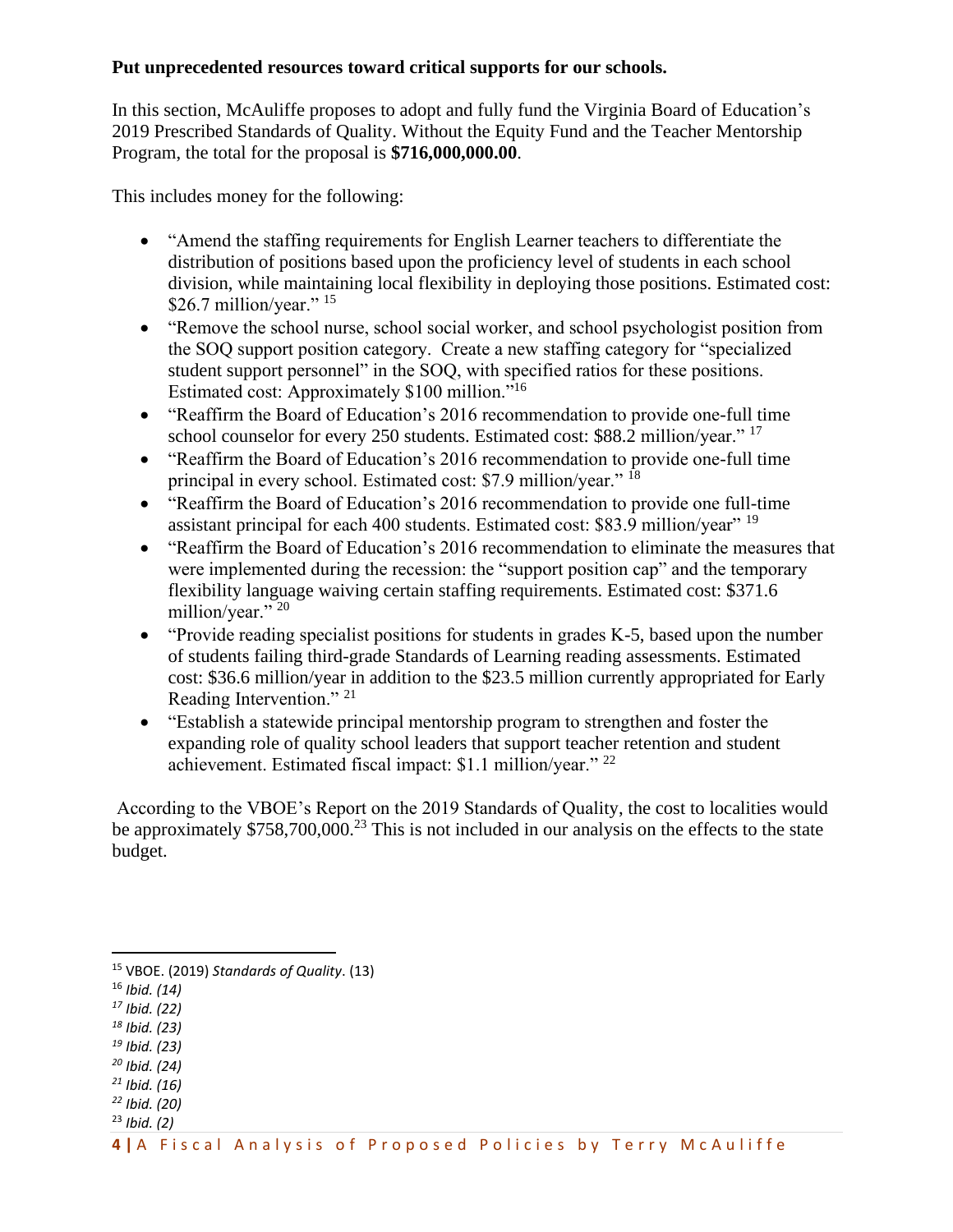**Put unprecedented resources toward critical supports for our schools.**

In this section, McAuliffe proposes to adopt and fully fund the Virginia Board of Education's 2019 Prescribed Standards of Quality. Without the Equity Fund and the Teacher Mentorship Program, the total for the proposal is **$716,000,000.00**.

This includes money for the following:

- "Amend the staffing requirements for English Learner teachers to differentiate the distribution of positions based upon the proficiency level of students in each school division, while maintaining local flexibility in deploying those positions. Estimated cost: $26.7 million/year." [15]
- "Remove the school nurse, school social worker, and school psychologist position from the SOQ support position category. Create a new staffing category for "specialized student support personnel" in the SOQ, with specified ratios for these positions. Estimated cost: Approximately $100 million."[16]
- "Reaffirm the Board of Education's 2016 recommendation to provide one-full time school counselor for every 250 students. Estimated cost: $88.2 million/year." [17]
- "Reaffirm the Board of Education's 2016 recommendation to provide one-full time principal in every school. Estimated cost: $7.9 million/year." [18]
- "Reaffirm the Board of Education's 2016 recommendation to provide one full-time assistant principal for each 400 students. Estimated cost: $83.9 million/year" [19]
- "Reaffirm the Board of Education's 2016 recommendation to eliminate the measures that were implemented during the recession: the "support position cap" and the temporary flexibility language waiving certain staffing requirements. Estimated cost: $371.6 million/year." [20]
- "Provide reading specialist positions for students in grades K-5, based upon the number of students failing third-grade Standards of Learning reading assessments. Estimated cost: $36.6 million/year in addition to the $23.5 million currently appropriated for Early Reading Intervention." [21]
- "Establish a statewide principal mentorship program to strengthen and foster the expanding role of quality school leaders that support teacher retention and student achievement. Estimated fiscal impact: $1.1 million/year." [22]

According to the VBOE's Report on the 2019 Standards of Quality, the cost to localities would be approximately $758,700,000.[23] This is not included in our analysis on the effects to the state budget.

---

[15] VBOE. (2019) *Standards of Quality*. (13)

[16] *Ibid. (14)*

[17] *Ibid. (22)*

[18] *Ibid. (23)*

[19] *Ibid. (23)*

[20] *Ibid. (24)*

[21] *Ibid. (16)*

[22] *Ibid. (20)*

[23] *Ibid. (2)*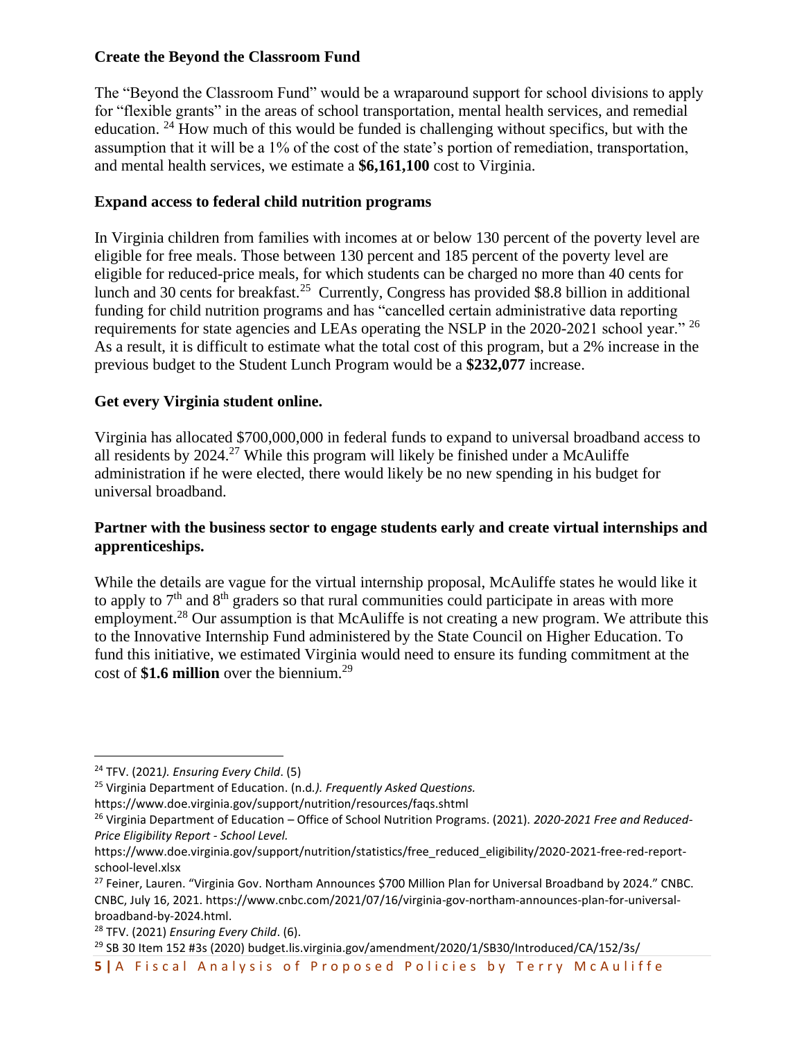## Create the Beyond the Classroom Fund

The "Beyond the Classroom Fund" would be a wraparound support for school divisions to apply for "flexible grants" in the areas of school transportation, mental health services, and remedial education. [24] How much of this would be funded is challenging without specifics, but with the assumption that it will be a 1% of the cost of the state's portion of remediation, transportation, and mental health services, we estimate a **$6,161,100** cost to Virginia.

## Expand access to federal child nutrition programs

In Virginia children from families with incomes at or below 130 percent of the poverty level are eligible for free meals. Those between 130 percent and 185 percent of the poverty level are eligible for reduced-price meals, for which students can be charged no more than 40 cents for lunch and 30 cents for breakfast.[25] Currently, Congress has provided $8.8 billion in additional funding for child nutrition programs and has "cancelled certain administrative data reporting requirements for state agencies and LEAs operating the NSLP in the 2020-2021 school year." [26] As a result, it is difficult to estimate what the total cost of this program, but a 2% increase in the previous budget to the Student Lunch Program would be a **$232,077** increase.

## Get every Virginia student online.

Virginia has allocated $700,000,000 in federal funds to expand to universal broadband access to all residents by 2024.[27] While this program will likely be finished under a McAuliffe administration if he were elected, there would likely be no new spending in his budget for universal broadband.

## Partner with the business sector to engage students early and create virtual internships and apprenticeships.

While the details are vague for the virtual internship proposal, McAuliffe states he would like it to apply to 7th and 8th graders so that rural communities could participate in areas with more employment.[28] Our assumption is that McAuliffe is not creating a new program. We attribute this to the Innovative Internship Fund administered by the State Council on Higher Education. To fund this initiative, we estimated Virginia would need to ensure its funding commitment at the cost of **$1.6 million** over the biennium.[29]

---

[24] TFV. (2021*). Ensuring Every Child*. (5)

[25] Virginia Department of Education. (n.d*.). Frequently Asked Questions.* https://www.doe.virginia.gov/support/nutrition/resources/faqs.shtml

[26] Virginia Department of Education – Office of School Nutrition Programs. (2021). *2020-2021 Free and Reduced-Price Eligibility Report - School Level.* https://www.doe.virginia.gov/support/nutrition/statistics/free_reduced_eligibility/2020-2021-free-red-report-school-level.xlsx

[27] Feiner, Lauren. "Virginia Gov. Northam Announces $700 Million Plan for Universal Broadband by 2024." CNBC. CNBC, July 16, 2021. https://www.cnbc.com/2021/07/16/virginia-gov-northam-announces-plan-for-universal-broadband-by-2024.html.

[28] TFV. (2021) *Ensuring Every Child*. (6).

[29] SB 30 Item 152 #3s (2020) budget.lis.virginia.gov/amendment/2020/1/SB30/Introduced/CA/152/3s/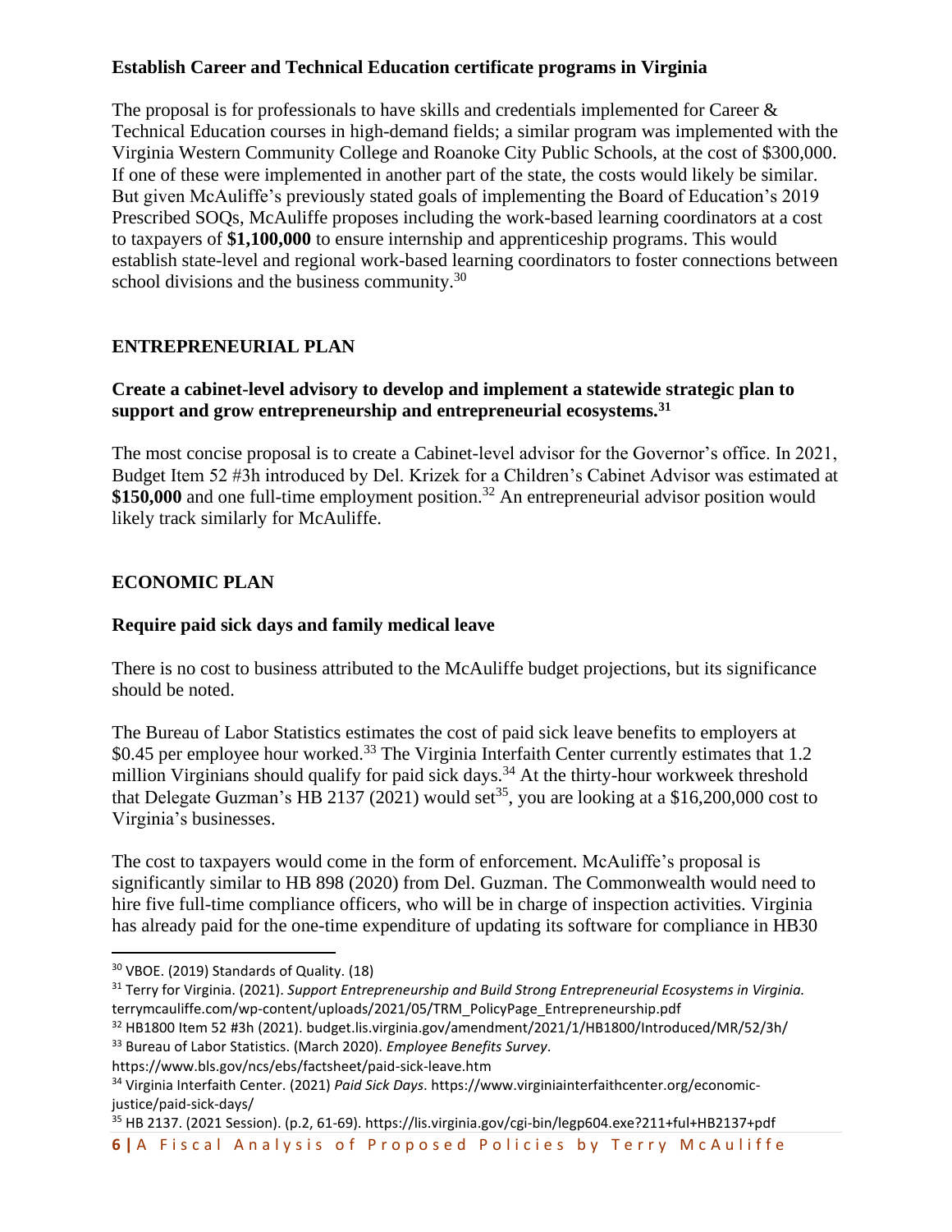**Establish Career and Technical Education certificate programs in Virginia**

The proposal is for professionals to have skills and credentials implemented for Career & Technical Education courses in high-demand fields; a similar program was implemented with the Virginia Western Community College and Roanoke City Public Schools, at the cost of $300,000. If one of these were implemented in another part of the state, the costs would likely be similar. But given McAuliffe's previously stated goals of implementing the Board of Education's 2019 Prescribed SOQs, McAuliffe proposes including the work-based learning coordinators at a cost to taxpayers of **$1,100,000** to ensure internship and apprenticeship programs. This would establish state-level and regional work-based learning coordinators to foster connections between school divisions and the business community.[30]

## ENTREPRENEURIAL PLAN

**Create a cabinet-level advisory to develop and implement a statewide strategic plan to support and grow entrepreneurship and entrepreneurial ecosystems.[31]**

The most concise proposal is to create a Cabinet-level advisor for the Governor's office. In 2021, Budget Item 52 #3h introduced by Del. Krizek for a Children's Cabinet Advisor was estimated at **$150,000** and one full-time employment position.[32] An entrepreneurial advisor position would likely track similarly for McAuliffe.

## ECONOMIC PLAN

**Require paid sick days and family medical leave**

There is no cost to business attributed to the McAuliffe budget projections, but its significance should be noted.

The Bureau of Labor Statistics estimates the cost of paid sick leave benefits to employers at $0.45 per employee hour worked.[33] The Virginia Interfaith Center currently estimates that 1.2 million Virginians should qualify for paid sick days.[34] At the thirty-hour workweek threshold that Delegate Guzman's HB 2137 (2021) would set[35], you are looking at a $16,200,000 cost to Virginia's businesses.

The cost to taxpayers would come in the form of enforcement. McAuliffe's proposal is significantly similar to HB 898 (2020) from Del. Guzman. The Commonwealth would need to hire five full-time compliance officers, who will be in charge of inspection activities. Virginia has already paid for the one-time expenditure of updating its software for compliance in HB30

---

[30] VBOE. (2019) Standards of Quality. (18)

[31] Terry for Virginia. (2021). *Support Entrepreneurship and Build Strong Entrepreneurial Ecosystems in Virginia.* terrymcauliffe.com/wp-content/uploads/2021/05/TRM_PolicyPage_Entrepreneurship.pdf

[32] HB1800 Item 52 #3h (2021). budget.lis.virginia.gov/amendment/2021/1/HB1800/Introduced/MR/52/3h/

[33] Bureau of Labor Statistics. (March 2020). *Employee Benefits Survey*. https://www.bls.gov/ncs/ebs/factsheet/paid-sick-leave.htm

[34] Virginia Interfaith Center. (2021) *Paid Sick Days*. https://www.virginiainterfaithcenter.org/economic-justice/paid-sick-days/

[35] HB 2137. (2021 Session). (p.2, 61-69). https://lis.virginia.gov/cgi-bin/legp604.exe?211+ful+HB2137+pdf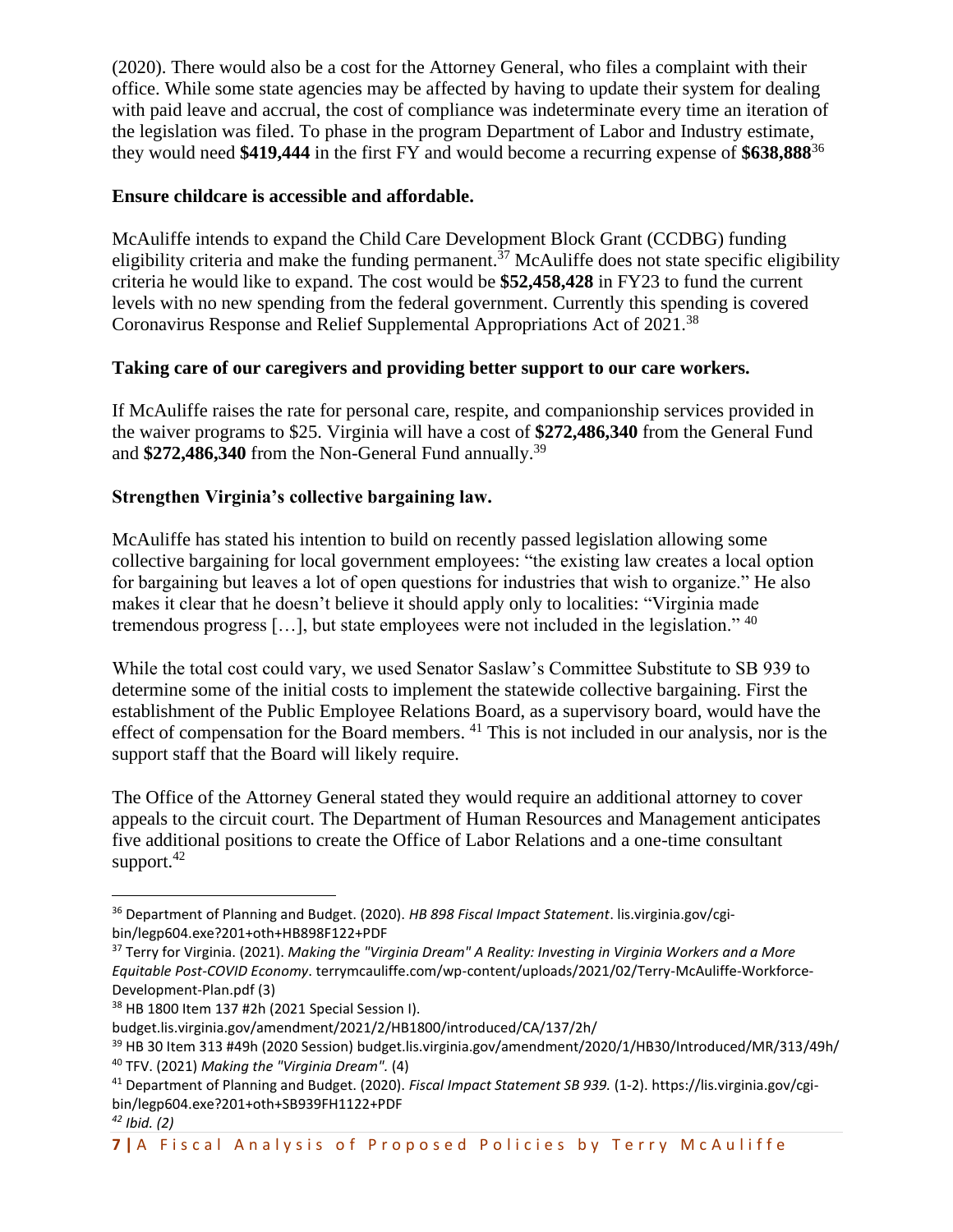(2020). There would also be a cost for the Attorney General, who files a complaint with their office. While some state agencies may be affected by having to update their system for dealing with paid leave and accrual, the cost of compliance was indeterminate every time an iteration of the legislation was filed. To phase in the program Department of Labor and Industry estimate, they would need **$419,444** in the first FY and would become a recurring expense of **$638,888**[36]

**Ensure childcare is accessible and affordable.**

McAuliffe intends to expand the Child Care Development Block Grant (CCDBG) funding eligibility criteria and make the funding permanent.[37] McAuliffe does not state specific eligibility criteria he would like to expand. The cost would be **$52,458,428** in FY23 to fund the current levels with no new spending from the federal government. Currently this spending is covered Coronavirus Response and Relief Supplemental Appropriations Act of 2021.[38]

**Taking care of our caregivers and providing better support to our care workers.**

If McAuliffe raises the rate for personal care, respite, and companionship services provided in the waiver programs to $25. Virginia will have a cost of **$272,486,340** from the General Fund and **$272,486,340** from the Non-General Fund annually.[39]

**Strengthen Virginia's collective bargaining law.**

McAuliffe has stated his intention to build on recently passed legislation allowing some collective bargaining for local government employees: "the existing law creates a local option for bargaining but leaves a lot of open questions for industries that wish to organize." He also makes it clear that he doesn't believe it should apply only to localities: "Virginia made tremendous progress […], but state employees were not included in the legislation." [40]

While the total cost could vary, we used Senator Saslaw's Committee Substitute to SB 939 to determine some of the initial costs to implement the statewide collective bargaining. First the establishment of the Public Employee Relations Board, as a supervisory board, would have the effect of compensation for the Board members. [41] This is not included in our analysis, nor is the support staff that the Board will likely require.

The Office of the Attorney General stated they would require an additional attorney to cover appeals to the circuit court. The Department of Human Resources and Management anticipates five additional positions to create the Office of Labor Relations and a one-time consultant support.[42]

---

[36] Department of Planning and Budget. (2020). *HB 898 Fiscal Impact Statement*. lis.virginia.gov/cgi-bin/legp604.exe?201+oth+HB898F122+PDF

[37] Terry for Virginia. (2021). *Making the "Virginia Dream" A Reality: Investing in Virginia Workers and a More Equitable Post-COVID Economy*. terrymcauliffe.com/wp-content/uploads/2021/02/Terry-McAuliffe-Workforce-Development-Plan.pdf (3)

[38] HB 1800 Item 137 #2h (2021 Special Session I). budget.lis.virginia.gov/amendment/2021/2/HB1800/introduced/CA/137/2h/

[39] HB 30 Item 313 #49h (2020 Session) budget.lis.virginia.gov/amendment/2020/1/HB30/Introduced/MR/313/49h/

[40] TFV. (2021) *Making the "Virginia Dream".* (4)

[41] Department of Planning and Budget. (2020). *Fiscal Impact Statement SB 939.* (1-2). https://lis.virginia.gov/cgi-bin/legp604.exe?201+oth+SB939FH1122+PDF

[42] *Ibid. (2)*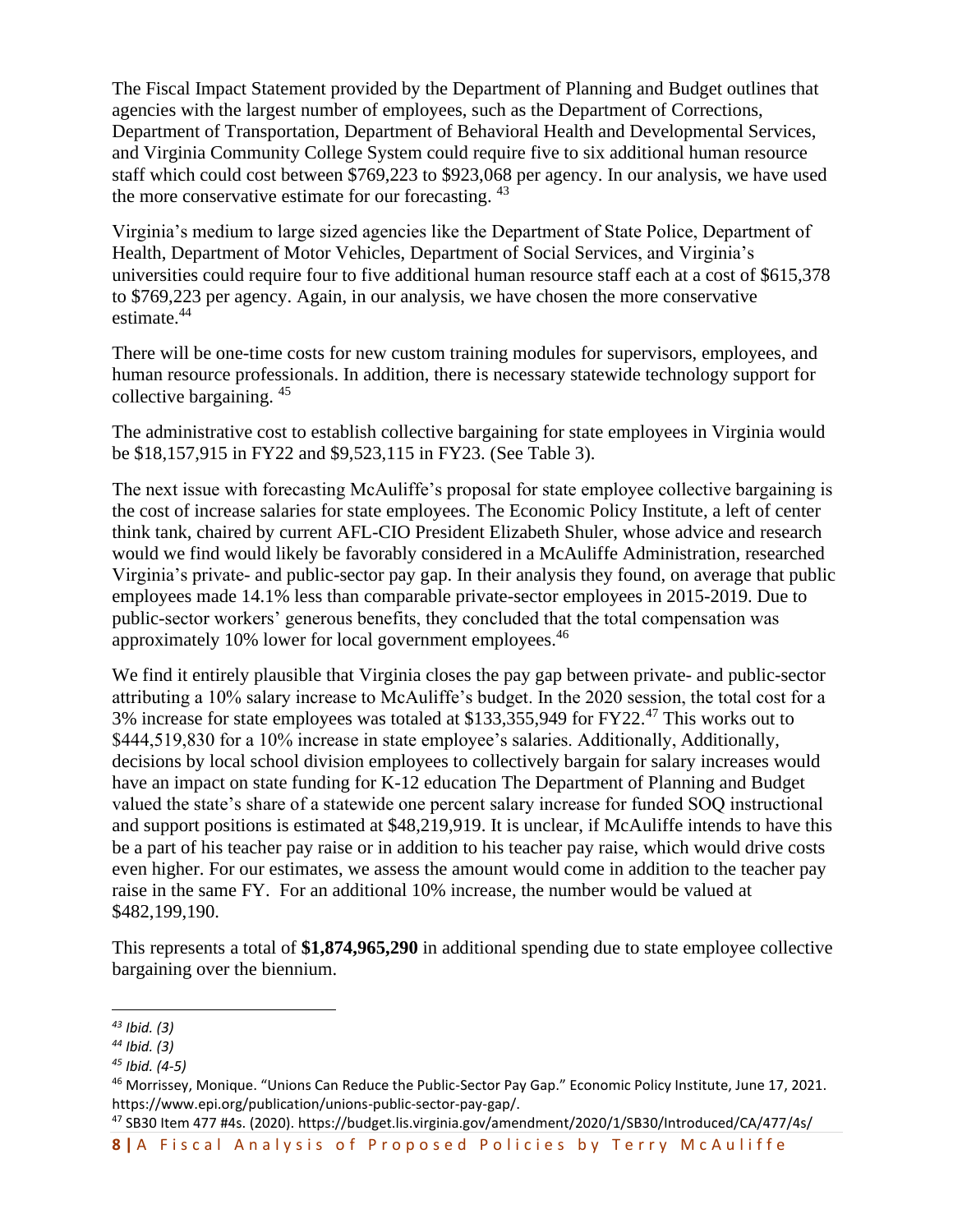The Fiscal Impact Statement provided by the Department of Planning and Budget outlines that agencies with the largest number of employees, such as the Department of Corrections, Department of Transportation, Department of Behavioral Health and Developmental Services, and Virginia Community College System could require five to six additional human resource staff which could cost between $769,223 to $923,068 per agency. In our analysis, we have used the more conservative estimate for our forecasting. [43]

Virginia's medium to large sized agencies like the Department of State Police, Department of Health, Department of Motor Vehicles, Department of Social Services, and Virginia's universities could require four to five additional human resource staff each at a cost of $615,378 to $769,223 per agency. Again, in our analysis, we have chosen the more conservative estimate.[44]

There will be one-time costs for new custom training modules for supervisors, employees, and human resource professionals. In addition, there is necessary statewide technology support for collective bargaining. [45]

The administrative cost to establish collective bargaining for state employees in Virginia would be $18,157,915 in FY22 and $9,523,115 in FY23. (See Table 3).

The next issue with forecasting McAuliffe's proposal for state employee collective bargaining is the cost of increase salaries for state employees. The Economic Policy Institute, a left of center think tank, chaired by current AFL-CIO President Elizabeth Shuler, whose advice and research would we find would likely be favorably considered in a McAuliffe Administration, researched Virginia's private- and public-sector pay gap. In their analysis they found, on average that public employees made 14.1% less than comparable private-sector employees in 2015-2019. Due to public-sector workers' generous benefits, they concluded that the total compensation was approximately 10% lower for local government employees.[46]

We find it entirely plausible that Virginia closes the pay gap between private- and public-sector attributing a 10% salary increase to McAuliffe's budget. In the 2020 session, the total cost for a 3% increase for state employees was totaled at $133,355,949 for FY22.[47] This works out to $444,519,830 for a 10% increase in state employee's salaries. Additionally, Additionally, decisions by local school division employees to collectively bargain for salary increases would have an impact on state funding for K-12 education The Department of Planning and Budget valued the state's share of a statewide one percent salary increase for funded SOQ instructional and support positions is estimated at $48,219,919. It is unclear, if McAuliffe intends to have this be a part of his teacher pay raise or in addition to his teacher pay raise, which would drive costs even higher. For our estimates, we assess the amount would come in addition to the teacher pay raise in the same FY. For an additional 10% increase, the number would be valued at $482,199,190.

This represents a total of **$1,874,965,290** in additional spending due to state employee collective bargaining over the biennium.

---

[43] *Ibid. (3)*

[44] *Ibid. (3)*

[45] *Ibid. (4-5)*

[46] Morrissey, Monique. "Unions Can Reduce the Public-Sector Pay Gap." Economic Policy Institute, June 17, 2021. https://www.epi.org/publication/unions-public-sector-pay-gap/.

[47] SB30 Item 477 #4s. (2020). https://budget.lis.virginia.gov/amendment/2020/1/SB30/Introduced/CA/477/4s/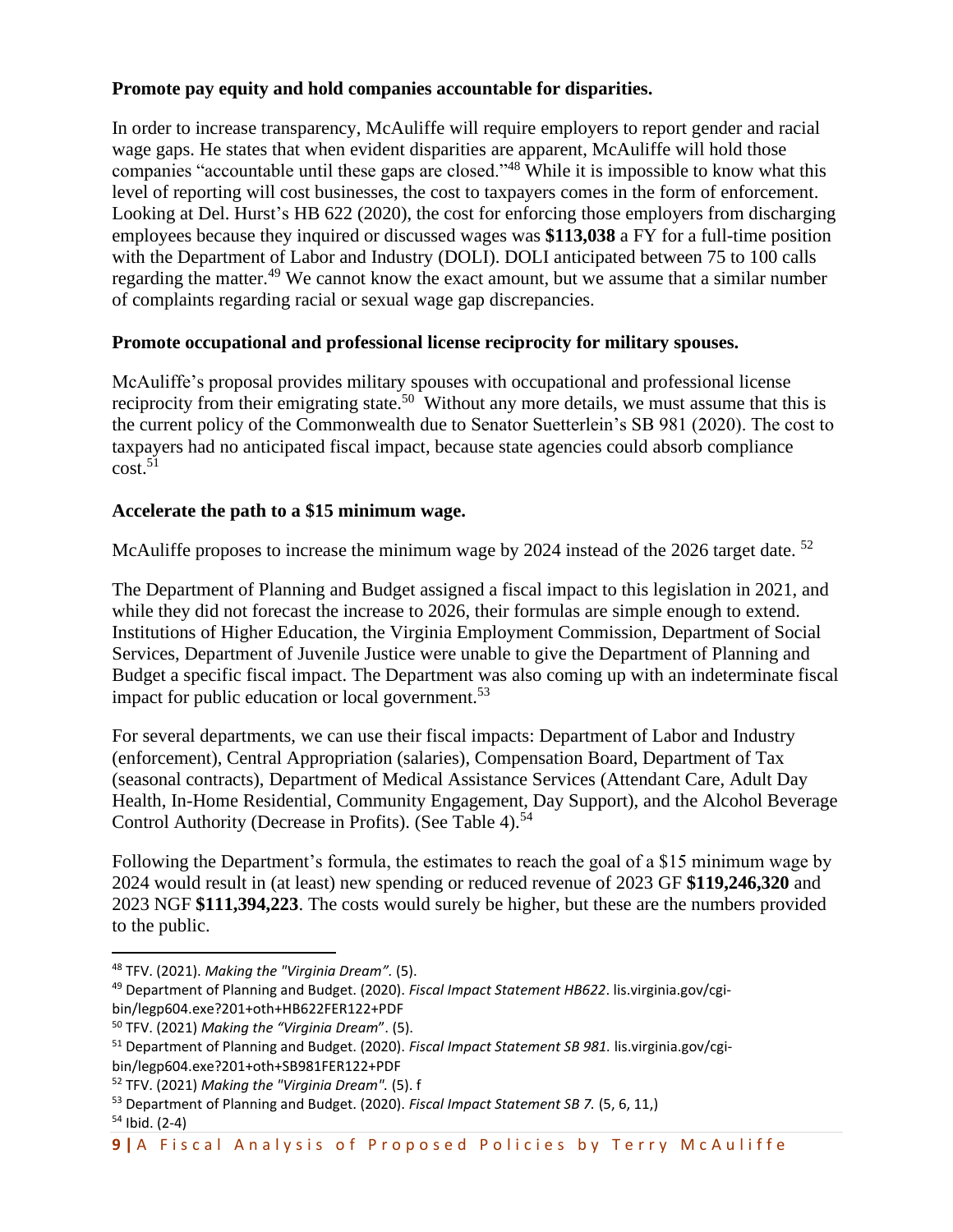**Promote pay equity and hold companies accountable for disparities.**

In order to increase transparency, McAuliffe will require employers to report gender and racial wage gaps. He states that when evident disparities are apparent, McAuliffe will hold those companies "accountable until these gaps are closed."[48] While it is impossible to know what this level of reporting will cost businesses, the cost to taxpayers comes in the form of enforcement. Looking at Del. Hurst's HB 622 (2020), the cost for enforcing those employers from discharging employees because they inquired or discussed wages was **$113,038** a FY for a full-time position with the Department of Labor and Industry (DOLI). DOLI anticipated between 75 to 100 calls regarding the matter.[49] We cannot know the exact amount, but we assume that a similar number of complaints regarding racial or sexual wage gap discrepancies.

**Promote occupational and professional license reciprocity for military spouses.**

McAuliffe's proposal provides military spouses with occupational and professional license reciprocity from their emigrating state.[50] Without any more details, we must assume that this is the current policy of the Commonwealth due to Senator Suetterlein's SB 981 (2020). The cost to taxpayers had no anticipated fiscal impact, because state agencies could absorb compliance cost.[51]

**Accelerate the path to a $15 minimum wage.**

McAuliffe proposes to increase the minimum wage by 2024 instead of the 2026 target date. [52]

The Department of Planning and Budget assigned a fiscal impact to this legislation in 2021, and while they did not forecast the increase to 2026, their formulas are simple enough to extend. Institutions of Higher Education, the Virginia Employment Commission, Department of Social Services, Department of Juvenile Justice were unable to give the Department of Planning and Budget a specific fiscal impact. The Department was also coming up with an indeterminate fiscal impact for public education or local government.[53]

For several departments, we can use their fiscal impacts: Department of Labor and Industry (enforcement), Central Appropriation (salaries), Compensation Board, Department of Tax (seasonal contracts), Department of Medical Assistance Services (Attendant Care, Adult Day Health, In-Home Residential, Community Engagement, Day Support), and the Alcohol Beverage Control Authority (Decrease in Profits). (See Table 4).[54]

Following the Department's formula, the estimates to reach the goal of a $15 minimum wage by 2024 would result in (at least) new spending or reduced revenue of 2023 GF **$119,246,320** and 2023 NGF **$111,394,223**. The costs would surely be higher, but these are the numbers provided to the public.

---

[48] TFV. (2021). *Making the "Virginia Dream".* (5).

[49] Department of Planning and Budget. (2020). *Fiscal Impact Statement HB622*. lis.virginia.gov/cgi-bin/legp604.exe?201+oth+HB622FER122+PDF

[50] TFV. (2021) *Making the "Virginia Dream*". (5).

[51] Department of Planning and Budget. (2020). *Fiscal Impact Statement SB 981.* lis.virginia.gov/cgi-bin/legp604.exe?201+oth+SB981FER122+PDF

[52] TFV. (2021) *Making the "Virginia Dream".* (5). f

[53] Department of Planning and Budget. (2020). *Fiscal Impact Statement SB 7.* (5, 6, 11,)

[54] Ibid. (2-4)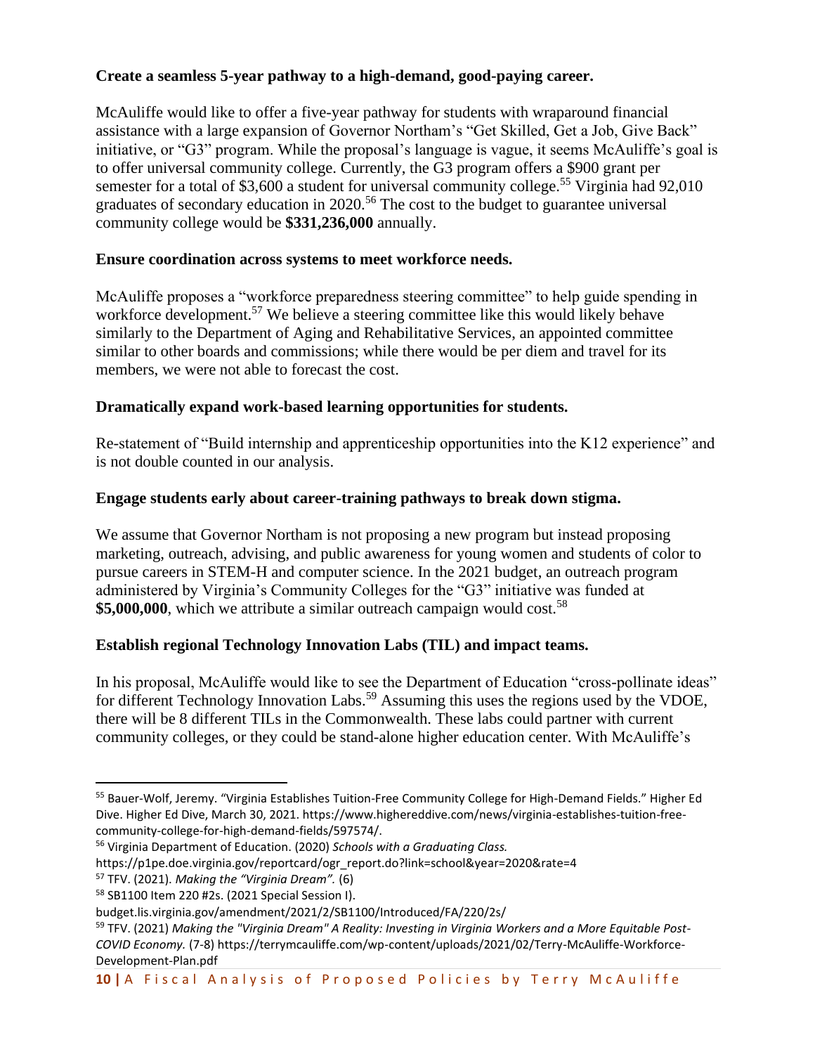**Create a seamless 5-year pathway to a high-demand, good-paying career.**

McAuliffe would like to offer a five-year pathway for students with wraparound financial assistance with a large expansion of Governor Northam's "Get Skilled, Get a Job, Give Back" initiative, or "G3" program. While the proposal's language is vague, it seems McAuliffe's goal is to offer universal community college. Currently, the G3 program offers a $900 grant per semester for a total of $3,600 a student for universal community college.[55] Virginia had 92,010 graduates of secondary education in 2020.[56] The cost to the budget to guarantee universal community college would be **$331,236,000** annually.

**Ensure coordination across systems to meet workforce needs.**

McAuliffe proposes a "workforce preparedness steering committee" to help guide spending in workforce development.[57] We believe a steering committee like this would likely behave similarly to the Department of Aging and Rehabilitative Services, an appointed committee similar to other boards and commissions; while there would be per diem and travel for its members, we were not able to forecast the cost.

**Dramatically expand work-based learning opportunities for students.**

Re-statement of "Build internship and apprenticeship opportunities into the K12 experience" and is not double counted in our analysis.

**Engage students early about career-training pathways to break down stigma.**

We assume that Governor Northam is not proposing a new program but instead proposing marketing, outreach, advising, and public awareness for young women and students of color to pursue careers in STEM-H and computer science. In the 2021 budget, an outreach program administered by Virginia's Community Colleges for the "G3" initiative was funded at **$5,000,000**, which we attribute a similar outreach campaign would cost.[58]

**Establish regional Technology Innovation Labs (TIL) and impact teams.**

In his proposal, McAuliffe would like to see the Department of Education "cross-pollinate ideas" for different Technology Innovation Labs.[59] Assuming this uses the regions used by the VDOE, there will be 8 different TILs in the Commonwealth. These labs could partner with current community colleges, or they could be stand-alone higher education center. With McAuliffe's

---

[55] Bauer-Wolf, Jeremy. "Virginia Establishes Tuition-Free Community College for High-Demand Fields." Higher Ed Dive. Higher Ed Dive, March 30, 2021. https://www.highereddive.com/news/virginia-establishes-tuition-free-community-college-for-high-demand-fields/597574/.

[56] Virginia Department of Education. (2020) *Schools with a Graduating Class.* https://p1pe.doe.virginia.gov/reportcard/ogr_report.do?link=school&year=2020&rate=4

[57] TFV. (2021). *Making the "Virginia Dream".* (6)

[58] SB1100 Item 220 #2s. (2021 Special Session I). budget.lis.virginia.gov/amendment/2021/2/SB1100/Introduced/FA/220/2s/

[59] TFV. (2021) *Making the "Virginia Dream" A Reality: Investing in Virginia Workers and a More Equitable Post-COVID Economy.* (7-8) https://terrymcauliffe.com/wp-content/uploads/2021/02/Terry-McAuliffe-Workforce-Development-Plan.pdf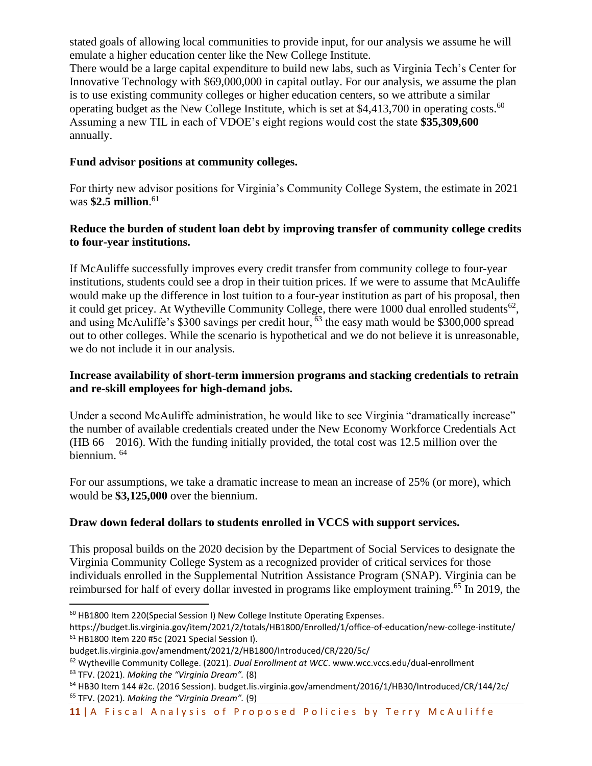stated goals of allowing local communities to provide input, for our analysis we assume he will emulate a higher education center like the New College Institute.

There would be a large capital expenditure to build new labs, such as Virginia Tech's Center for Innovative Technology with $69,000,000 in capital outlay. For our analysis, we assume the plan is to use existing community colleges or higher education centers, so we attribute a similar operating budget as the New College Institute, which is set at $4,413,700 in operating costs.[60] Assuming a new TIL in each of VDOE's eight regions would cost the state **$35,309,600** annually.

**Fund advisor positions at community colleges.**

For thirty new advisor positions for Virginia's Community College System, the estimate in 2021 was **$2.5 million**.[61]

**Reduce the burden of student loan debt by improving transfer of community college credits to four-year institutions.**

If McAuliffe successfully improves every credit transfer from community college to four-year institutions, students could see a drop in their tuition prices. If we were to assume that McAuliffe would make up the difference in lost tuition to a four-year institution as part of his proposal, then it could get pricey. At Wytheville Community College, there were 1000 dual enrolled students[62], and using McAuliffe's $300 savings per credit hour, [63] the easy math would be $300,000 spread out to other colleges. While the scenario is hypothetical and we do not believe it is unreasonable, we do not include it in our analysis.

**Increase availability of short-term immersion programs and stacking credentials to retrain and re-skill employees for high-demand jobs.**

Under a second McAuliffe administration, he would like to see Virginia "dramatically increase" the number of available credentials created under the New Economy Workforce Credentials Act (HB 66 – 2016). With the funding initially provided, the total cost was 12.5 million over the biennium. [64]

For our assumptions, we take a dramatic increase to mean an increase of 25% (or more), which would be **$3,125,000** over the biennium.

**Draw down federal dollars to students enrolled in VCCS with support services.**

This proposal builds on the 2020 decision by the Department of Social Services to designate the Virginia Community College System as a recognized provider of critical services for those individuals enrolled in the Supplemental Nutrition Assistance Program (SNAP). Virginia can be reimbursed for half of every dollar invested in programs like employment training.[65] In 2019, the

---

[60] HB1800 Item 220(Special Session I) New College Institute Operating Expenses. https://budget.lis.virginia.gov/item/2021/2/totals/HB1800/Enrolled/1/office-of-education/new-college-institute/

[61] HB1800 Item 220 #5c (2021 Special Session I). budget.lis.virginia.gov/amendment/2021/2/HB1800/Introduced/CR/220/5c/

[62] Wytheville Community College. (2021). *Dual Enrollment at WCC*. www.wcc.vccs.edu/dual-enrollment

[63] TFV. (2021). *Making the "Virginia Dream".* (8)

[64] HB30 Item 144 #2c. (2016 Session). budget.lis.virginia.gov/amendment/2016/1/HB30/Introduced/CR/144/2c/

[65] TFV. (2021). *Making the "Virginia Dream".* (9)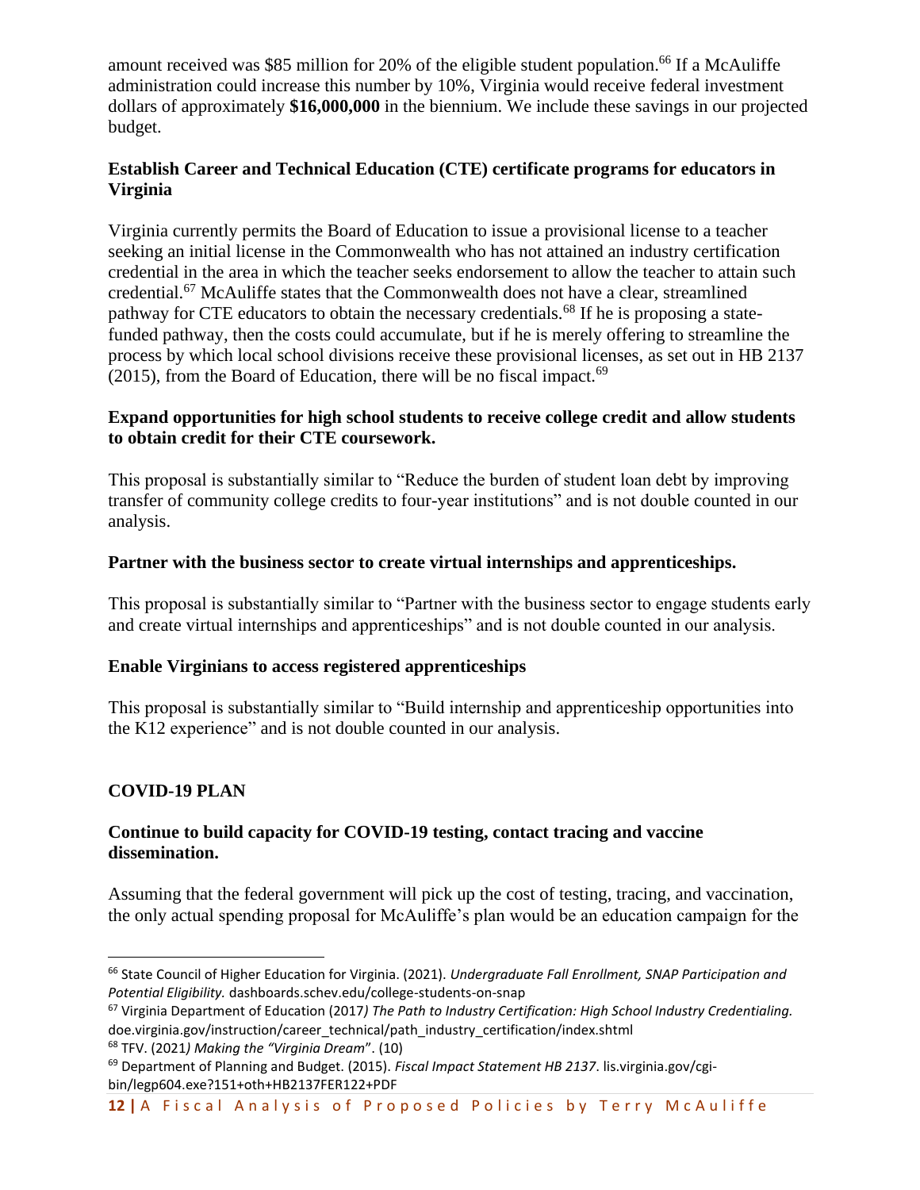amount received was $85 million for 20% of the eligible student population.[66] If a McAuliffe administration could increase this number by 10%, Virginia would receive federal investment dollars of approximately **$16,000,000** in the biennium. We include these savings in our projected budget.

### Establish Career and Technical Education (CTE) certificate programs for educators in Virginia

Virginia currently permits the Board of Education to issue a provisional license to a teacher seeking an initial license in the Commonwealth who has not attained an industry certification credential in the area in which the teacher seeks endorsement to allow the teacher to attain such credential.[67] McAuliffe states that the Commonwealth does not have a clear, streamlined pathway for CTE educators to obtain the necessary credentials.[68] If he is proposing a state-funded pathway, then the costs could accumulate, but if he is merely offering to streamline the process by which local school divisions receive these provisional licenses, as set out in HB 2137 (2015), from the Board of Education, there will be no fiscal impact.[69]

### Expand opportunities for high school students to receive college credit and allow students to obtain credit for their CTE coursework.

This proposal is substantially similar to "Reduce the burden of student loan debt by improving transfer of community college credits to four-year institutions" and is not double counted in our analysis.

### Partner with the business sector to create virtual internships and apprenticeships.

This proposal is substantially similar to "Partner with the business sector to engage students early and create virtual internships and apprenticeships" and is not double counted in our analysis.

### Enable Virginians to access registered apprenticeships

This proposal is substantially similar to "Build internship and apprenticeship opportunities into the K12 experience" and is not double counted in our analysis.

## COVID-19 PLAN

### Continue to build capacity for COVID-19 testing, contact tracing and vaccine dissemination.

Assuming that the federal government will pick up the cost of testing, tracing, and vaccination, the only actual spending proposal for McAuliffe's plan would be an education campaign for the

---

[66] State Council of Higher Education for Virginia. (2021). *Undergraduate Fall Enrollment, SNAP Participation and Potential Eligibility.* dashboards.schev.edu/college-students-on-snap

[67] Virginia Department of Education (2017*) The Path to Industry Certification: High School Industry Credentialing.* doe.virginia.gov/instruction/career_technical/path_industry_certification/index.shtml

[68] TFV. (2021*) Making the "Virginia Dream*". (10)

[69] Department of Planning and Budget. (2015). *Fiscal Impact Statement HB 2137*. lis.virginia.gov/cgi-bin/legp604.exe?151+oth+HB2137FER122+PDF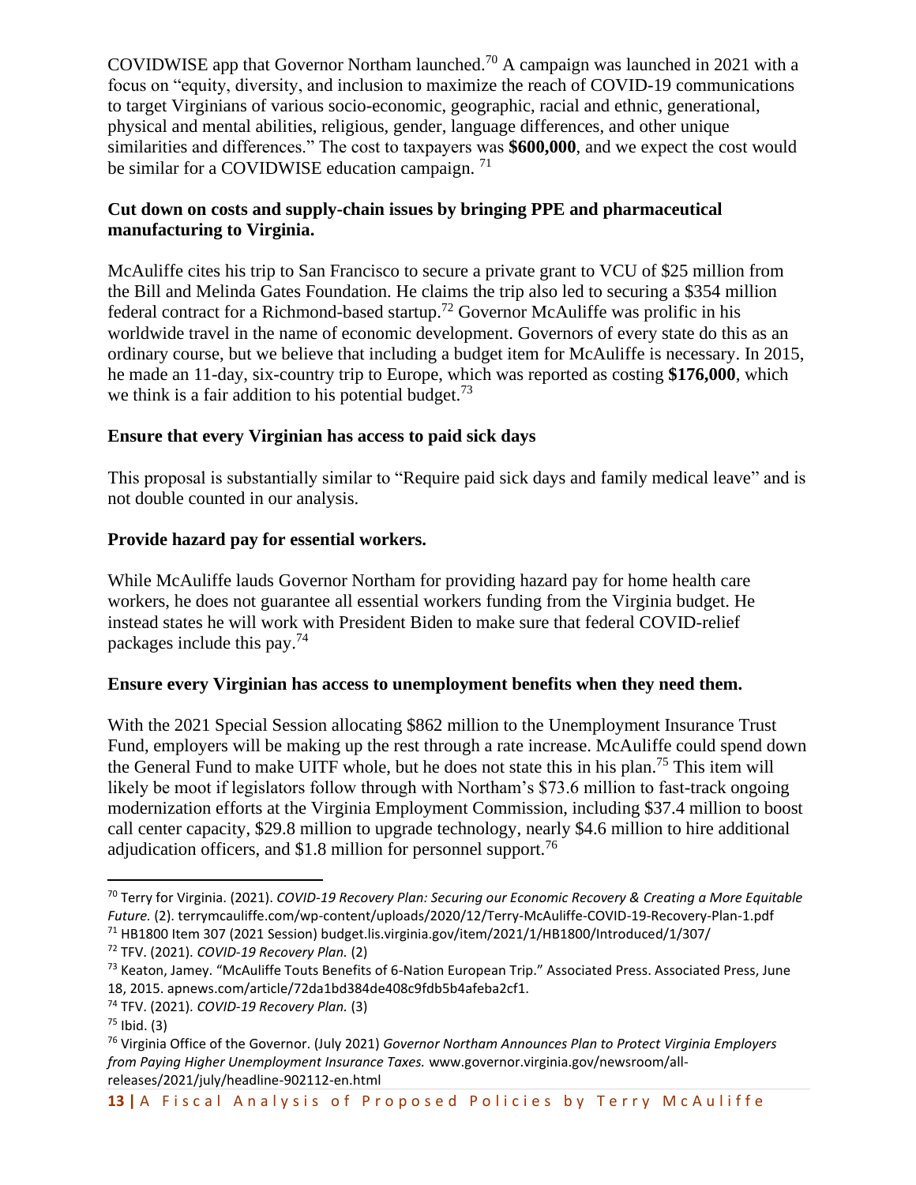COVIDWISE app that Governor Northam launched.[70] A campaign was launched in 2021 with a focus on "equity, diversity, and inclusion to maximize the reach of COVID-19 communications to target Virginians of various socio-economic, geographic, racial and ethnic, generational, physical and mental abilities, religious, gender, language differences, and other unique similarities and differences." The cost to taxpayers was **$600,000**, and we expect the cost would be similar for a COVIDWISE education campaign. [71]

### Cut down on costs and supply-chain issues by bringing PPE and pharmaceutical manufacturing to Virginia.

McAuliffe cites his trip to San Francisco to secure a private grant to VCU of $25 million from the Bill and Melinda Gates Foundation. He claims the trip also led to securing a $354 million federal contract for a Richmond-based startup.[72] Governor McAuliffe was prolific in his worldwide travel in the name of economic development. Governors of every state do this as an ordinary course, but we believe that including a budget item for McAuliffe is necessary. In 2015, he made an 11-day, six-country trip to Europe, which was reported as costing **$176,000**, which we think is a fair addition to his potential budget.[73]

### Ensure that every Virginian has access to paid sick days

This proposal is substantially similar to "Require paid sick days and family medical leave" and is not double counted in our analysis.

### Provide hazard pay for essential workers.

While McAuliffe lauds Governor Northam for providing hazard pay for home health care workers, he does not guarantee all essential workers funding from the Virginia budget. He instead states he will work with President Biden to make sure that federal COVID-relief packages include this pay.[74]

### Ensure every Virginian has access to unemployment benefits when they need them.

With the 2021 Special Session allocating $862 million to the Unemployment Insurance Trust Fund, employers will be making up the rest through a rate increase. McAuliffe could spend down the General Fund to make UITF whole, but he does not state this in his plan.[75] This item will likely be moot if legislators follow through with Northam's $73.6 million to fast-track ongoing modernization efforts at the Virginia Employment Commission, including $37.4 million to boost call center capacity, $29.8 million to upgrade technology, nearly $4.6 million to hire additional adjudication officers, and $1.8 million for personnel support.[76]

---

[70] Terry for Virginia. (2021). *COVID-19 Recovery Plan: Securing our Economic Recovery & Creating a More Equitable Future.* (2). terrymcauliffe.com/wp-content/uploads/2020/12/Terry-McAuliffe-COVID-19-Recovery-Plan-1.pdf

[71] HB1800 Item 307 (2021 Session) budget.lis.virginia.gov/item/2021/1/HB1800/Introduced/1/307/

[72] TFV. (2021). *COVID-19 Recovery Plan.* (2)

[73] Keaton, Jamey. "McAuliffe Touts Benefits of 6-Nation European Trip." Associated Press. Associated Press, June 18, 2015. apnews.com/article/72da1bd384de408c9fdb5b4afeba2cf1.

[74] TFV. (2021). *COVID-19 Recovery Plan.* (3)

[75] Ibid. (3)

[76] Virginia Office of the Governor. (July 2021) *Governor Northam Announces Plan to Protect Virginia Employers from Paying Higher Unemployment Insurance Taxes.* www.governor.virginia.gov/newsroom/all-releases/2021/july/headline-902112-en.html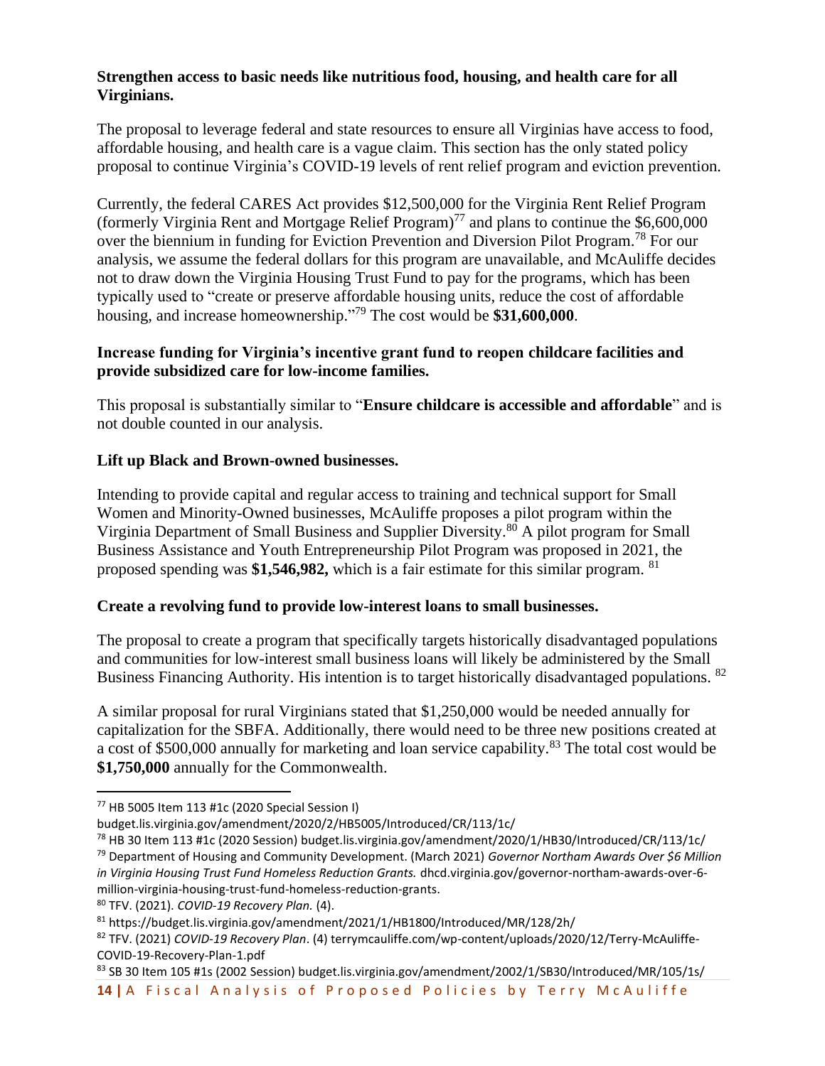**Strengthen access to basic needs like nutritious food, housing, and health care for all Virginians.**

The proposal to leverage federal and state resources to ensure all Virginias have access to food, affordable housing, and health care is a vague claim. This section has the only stated policy proposal to continue Virginia's COVID-19 levels of rent relief program and eviction prevention.

Currently, the federal CARES Act provides $12,500,000 for the Virginia Rent Relief Program (formerly Virginia Rent and Mortgage Relief Program)[77] and plans to continue the $6,600,000 over the biennium in funding for Eviction Prevention and Diversion Pilot Program.[78] For our analysis, we assume the federal dollars for this program are unavailable, and McAuliffe decides not to draw down the Virginia Housing Trust Fund to pay for the programs, which has been typically used to "create or preserve affordable housing units, reduce the cost of affordable housing, and increase homeownership."[79] The cost would be **$31,600,000**.

**Increase funding for Virginia's incentive grant fund to reopen childcare facilities and provide subsidized care for low-income families.**

This proposal is substantially similar to "**Ensure childcare is accessible and affordable**" and is not double counted in our analysis.

**Lift up Black and Brown-owned businesses.**

Intending to provide capital and regular access to training and technical support for Small Women and Minority-Owned businesses, McAuliffe proposes a pilot program within the Virginia Department of Small Business and Supplier Diversity.[80] A pilot program for Small Business Assistance and Youth Entrepreneurship Pilot Program was proposed in 2021, the proposed spending was **$1,546,982,** which is a fair estimate for this similar program.[81]

**Create a revolving fund to provide low-interest loans to small businesses.**

The proposal to create a program that specifically targets historically disadvantaged populations and communities for low-interest small business loans will likely be administered by the Small Business Financing Authority. His intention is to target historically disadvantaged populations.[82]

A similar proposal for rural Virginians stated that $1,250,000 would be needed annually for capitalization for the SBFA. Additionally, there would need to be three new positions created at a cost of $500,000 annually for marketing and loan service capability.[83] The total cost would be **$1,750,000** annually for the Commonwealth.

---

[77] HB 5005 Item 113 #1c (2020 Special Session I) budget.lis.virginia.gov/amendment/2020/2/HB5005/Introduced/CR/113/1c/

[78] HB 30 Item 113 #1c (2020 Session) budget.lis.virginia.gov/amendment/2020/1/HB30/Introduced/CR/113/1c/

[79] Department of Housing and Community Development. (March 2021) *Governor Northam Awards Over $6 Million in Virginia Housing Trust Fund Homeless Reduction Grants.* dhcd.virginia.gov/governor-northam-awards-over-6-million-virginia-housing-trust-fund-homeless-reduction-grants.

[80] TFV. (2021). *COVID-19 Recovery Plan.* (4).

[81] https://budget.lis.virginia.gov/amendment/2021/1/HB1800/Introduced/MR/128/2h/

[82] TFV. (2021) *COVID-19 Recovery Plan*. (4) terrymcauliffe.com/wp-content/uploads/2020/12/Terry-McAuliffe-COVID-19-Recovery-Plan-1.pdf

[83] SB 30 Item 105 #1s (2002 Session) budget.lis.virginia.gov/amendment/2002/1/SB30/Introduced/MR/105/1s/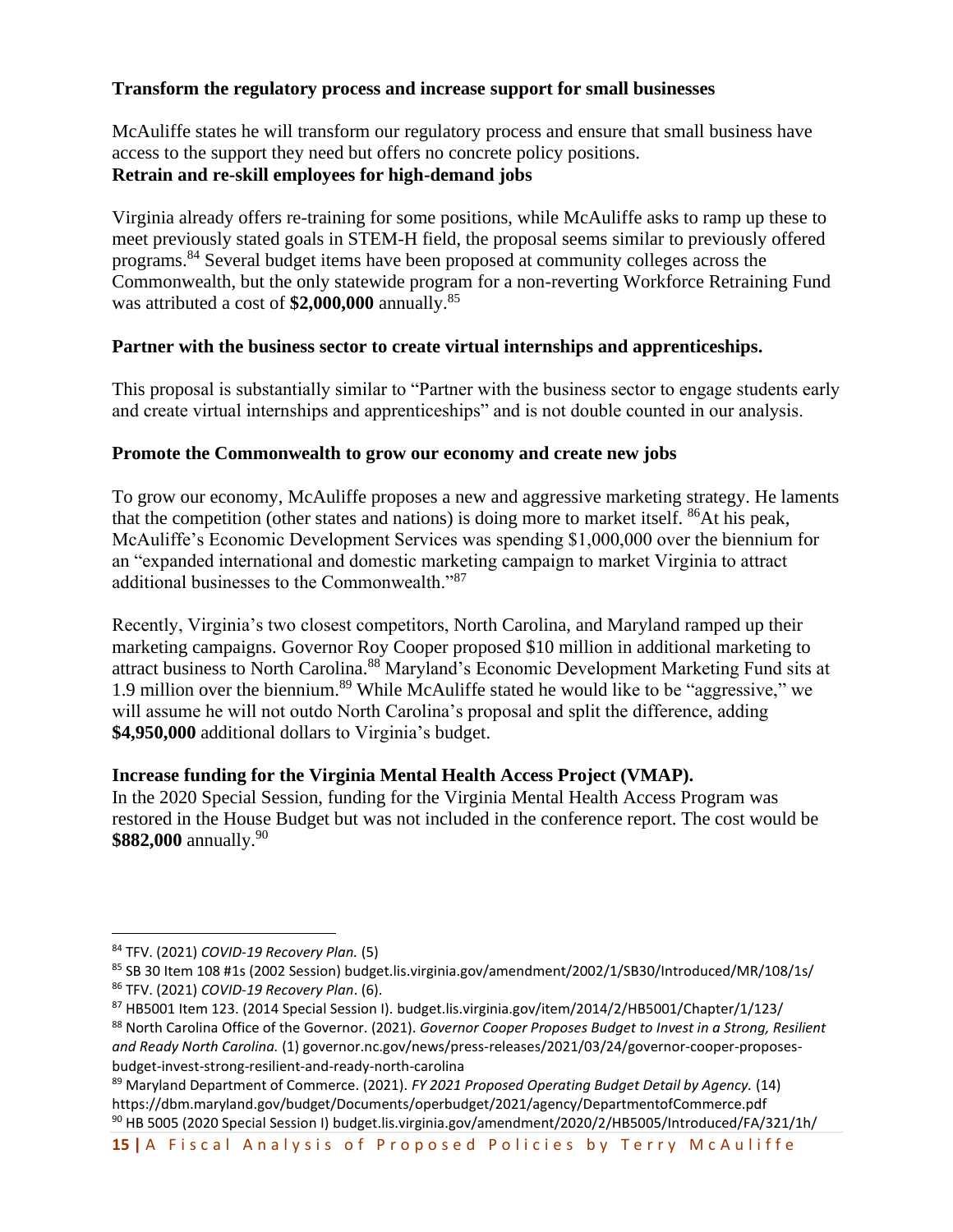**Transform the regulatory process and increase support for small businesses**

McAuliffe states he will transform our regulatory process and ensure that small business have access to the support they need but offers no concrete policy positions.

**Retrain and re-skill employees for high-demand jobs**

Virginia already offers re-training for some positions, while McAuliffe asks to ramp up these to meet previously stated goals in STEM-H field, the proposal seems similar to previously offered programs.[84] Several budget items have been proposed at community colleges across the Commonwealth, but the only statewide program for a non-reverting Workforce Retraining Fund was attributed a cost of **$2,000,000** annually.[85]

**Partner with the business sector to create virtual internships and apprenticeships.**

This proposal is substantially similar to "Partner with the business sector to engage students early and create virtual internships and apprenticeships" and is not double counted in our analysis.

**Promote the Commonwealth to grow our economy and create new jobs**

To grow our economy, McAuliffe proposes a new and aggressive marketing strategy. He laments that the competition (other states and nations) is doing more to market itself. [86]At his peak, McAuliffe's Economic Development Services was spending $1,000,000 over the biennium for an "expanded international and domestic marketing campaign to market Virginia to attract additional businesses to the Commonwealth."[87]

Recently, Virginia's two closest competitors, North Carolina, and Maryland ramped up their marketing campaigns. Governor Roy Cooper proposed $10 million in additional marketing to attract business to North Carolina.[88] Maryland's Economic Development Marketing Fund sits at 1.9 million over the biennium.[89] While McAuliffe stated he would like to be "aggressive," we will assume he will not outdo North Carolina's proposal and split the difference, adding **$4,950,000** additional dollars to Virginia's budget.

**Increase funding for the Virginia Mental Health Access Project (VMAP).**

In the 2020 Special Session, funding for the Virginia Mental Health Access Program was restored in the House Budget but was not included in the conference report. The cost would be **$882,000** annually.[90]

---

[84] TFV. (2021) *COVID-19 Recovery Plan.* (5)

[85] SB 30 Item 108 #1s (2002 Session) budget.lis.virginia.gov/amendment/2002/1/SB30/Introduced/MR/108/1s/

[86] TFV. (2021) *COVID-19 Recovery Plan*. (6).

[87] HB5001 Item 123. (2014 Special Session I). budget.lis.virginia.gov/item/2014/2/HB5001/Chapter/1/123/

[88] North Carolina Office of the Governor. (2021). *Governor Cooper Proposes Budget to Invest in a Strong, Resilient and Ready North Carolina.* (1) governor.nc.gov/news/press-releases/2021/03/24/governor-cooper-proposes-budget-invest-strong-resilient-and-ready-north-carolina

[89] Maryland Department of Commerce. (2021). *FY 2021 Proposed Operating Budget Detail by Agency.* (14) https://dbm.maryland.gov/budget/Documents/operbudget/2021/agency/DepartmentofCommerce.pdf

[90] HB 5005 (2020 Special Session I) budget.lis.virginia.gov/amendment/2020/2/HB5005/Introduced/FA/321/1h/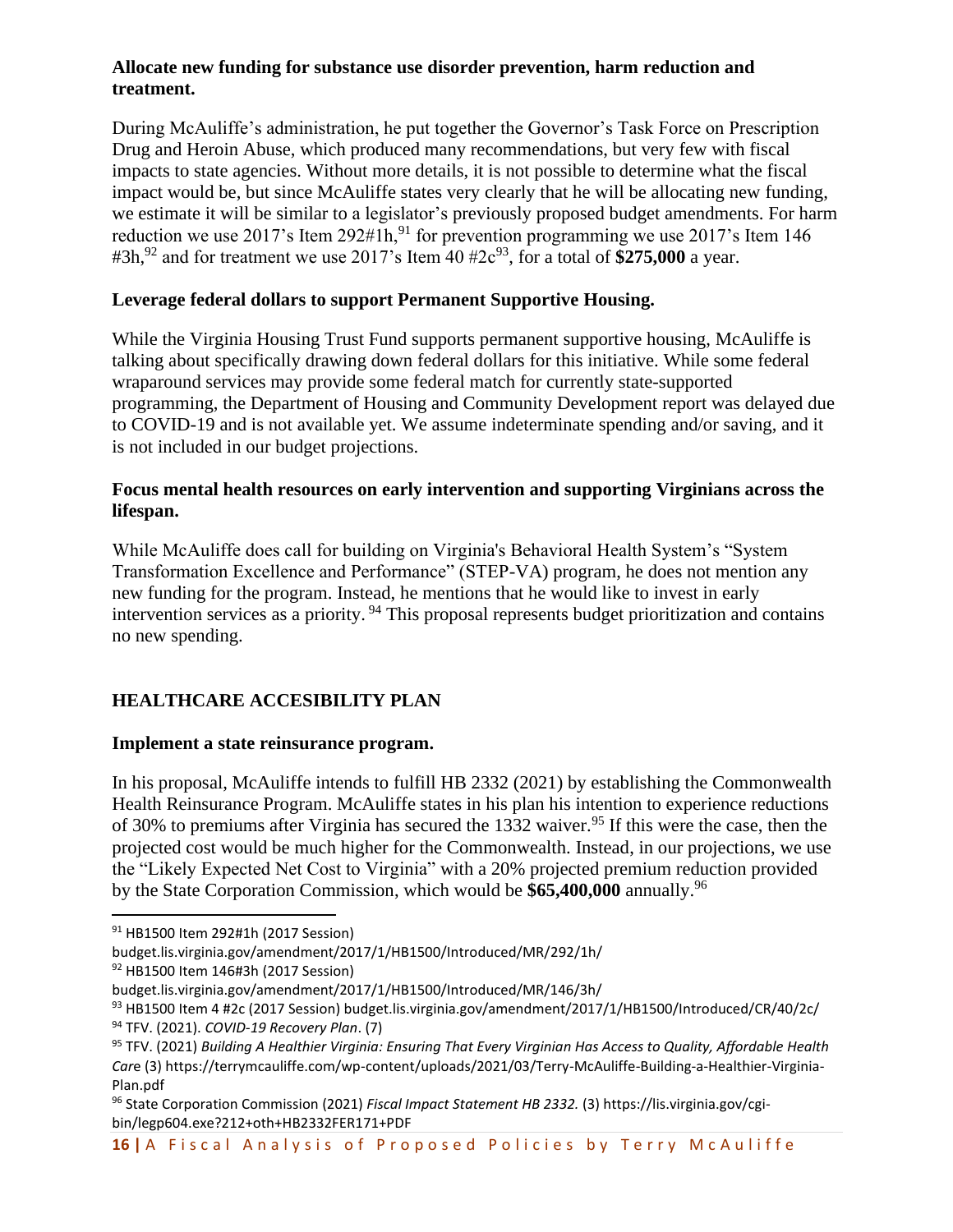**Allocate new funding for substance use disorder prevention, harm reduction and treatment.**

During McAuliffe's administration, he put together the Governor's Task Force on Prescription Drug and Heroin Abuse, which produced many recommendations, but very few with fiscal impacts to state agencies. Without more details, it is not possible to determine what the fiscal impact would be, but since McAuliffe states very clearly that he will be allocating new funding, we estimate it will be similar to a legislator's previously proposed budget amendments. For harm reduction we use 2017's Item 292#1h,[91] for prevention programming we use 2017's Item 146 #3h,[92] and for treatment we use 2017's Item 40 #2c[93], for a total of **$275,000** a year.

**Leverage federal dollars to support Permanent Supportive Housing.**

While the Virginia Housing Trust Fund supports permanent supportive housing, McAuliffe is talking about specifically drawing down federal dollars for this initiative. While some federal wraparound services may provide some federal match for currently state-supported programming, the Department of Housing and Community Development report was delayed due to COVID-19 and is not available yet. We assume indeterminate spending and/or saving, and it is not included in our budget projections.

**Focus mental health resources on early intervention and supporting Virginians across the lifespan.**

While McAuliffe does call for building on Virginia's Behavioral Health System's "System Transformation Excellence and Performance" (STEP-VA) program, he does not mention any new funding for the program. Instead, he mentions that he would like to invest in early intervention services as a priority. [94] This proposal represents budget prioritization and contains no new spending.

## HEALTHCARE ACCESIBILITY PLAN

**Implement a state reinsurance program.**

In his proposal, McAuliffe intends to fulfill HB 2332 (2021) by establishing the Commonwealth Health Reinsurance Program. McAuliffe states in his plan his intention to experience reductions of 30% to premiums after Virginia has secured the 1332 waiver.[95] If this were the case, then the projected cost would be much higher for the Commonwealth. Instead, in our projections, we use the "Likely Expected Net Cost to Virginia" with a 20% projected premium reduction provided by the State Corporation Commission, which would be **$65,400,000** annually.[96]

---

[91] HB1500 Item 292#1h (2017 Session) budget.lis.virginia.gov/amendment/2017/1/HB1500/Introduced/MR/292/1h/

[92] HB1500 Item 146#3h (2017 Session) budget.lis.virginia.gov/amendment/2017/1/HB1500/Introduced/MR/146/3h/

[93] HB1500 Item 4 #2c (2017 Session) budget.lis.virginia.gov/amendment/2017/1/HB1500/Introduced/CR/40/2c/

[94] TFV. (2021). *COVID-19 Recovery Plan*. (7)

[95] TFV. (2021) *Building A Healthier Virginia: Ensuring That Every Virginian Has Access to Quality, Affordable Health Care* (3) https://terrymcauliffe.com/wp-content/uploads/2021/03/Terry-McAuliffe-Building-a-Healthier-Virginia-Plan.pdf

[96] State Corporation Commission (2021) *Fiscal Impact Statement HB 2332.* (3) https://lis.virginia.gov/cgi-bin/legp604.exe?212+oth+HB2332FER171+PDF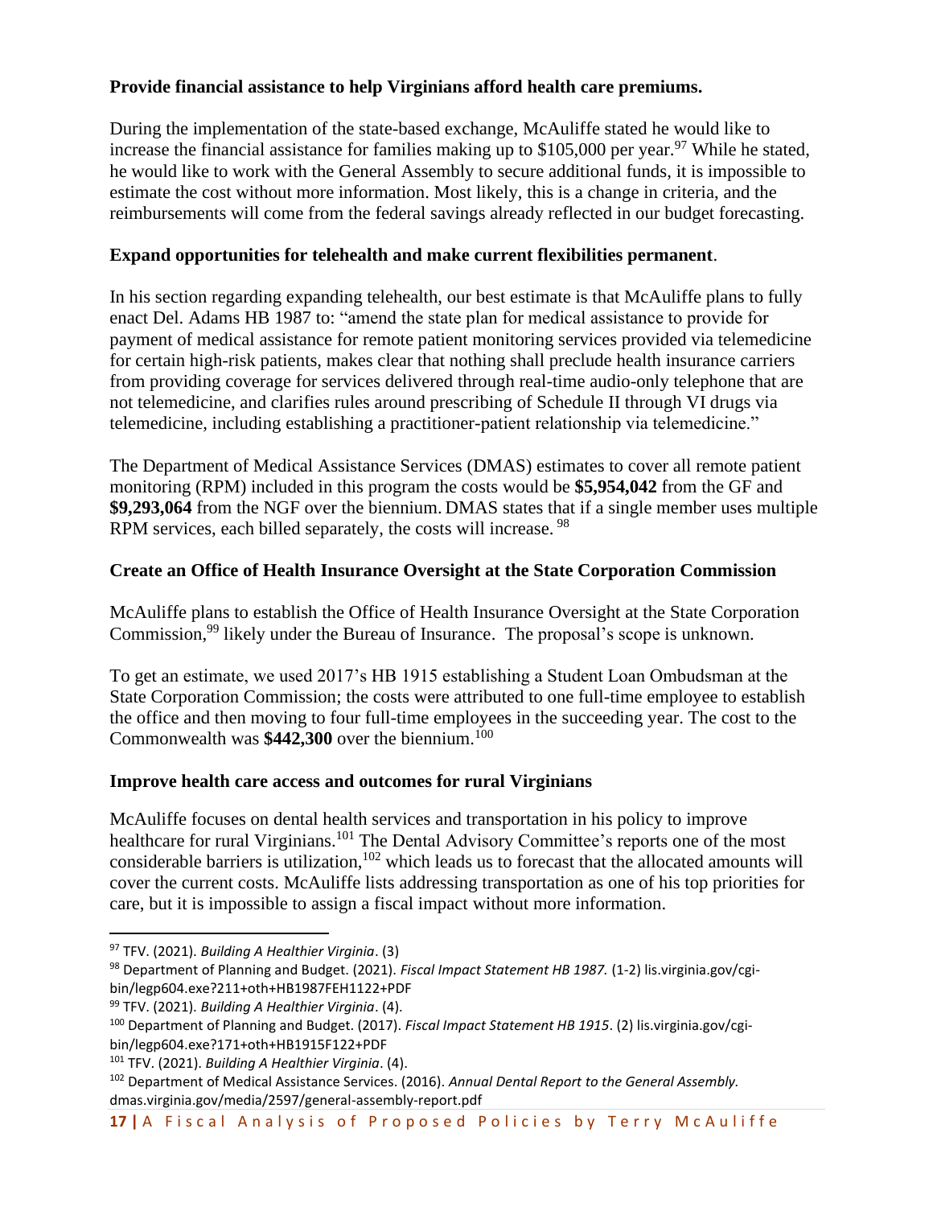**Provide financial assistance to help Virginians afford health care premiums.**

During the implementation of the state-based exchange, McAuliffe stated he would like to increase the financial assistance for families making up to $105,000 per year.[97] While he stated, he would like to work with the General Assembly to secure additional funds, it is impossible to estimate the cost without more information. Most likely, this is a change in criteria, and the reimbursements will come from the federal savings already reflected in our budget forecasting.

**Expand opportunities for telehealth and make current flexibilities permanent**.

In his section regarding expanding telehealth, our best estimate is that McAuliffe plans to fully enact Del. Adams HB 1987 to: "amend the state plan for medical assistance to provide for payment of medical assistance for remote patient monitoring services provided via telemedicine for certain high-risk patients, makes clear that nothing shall preclude health insurance carriers from providing coverage for services delivered through real-time audio-only telephone that are not telemedicine, and clarifies rules around prescribing of Schedule II through VI drugs via telemedicine, including establishing a practitioner-patient relationship via telemedicine."

The Department of Medical Assistance Services (DMAS) estimates to cover all remote patient monitoring (RPM) included in this program the costs would be **$5,954,042** from the GF and **$9,293,064** from the NGF over the biennium. DMAS states that if a single member uses multiple RPM services, each billed separately, the costs will increase. [98]

**Create an Office of Health Insurance Oversight at the State Corporation Commission**

McAuliffe plans to establish the Office of Health Insurance Oversight at the State Corporation Commission,[99] likely under the Bureau of Insurance. The proposal's scope is unknown.

To get an estimate, we used 2017's HB 1915 establishing a Student Loan Ombudsman at the State Corporation Commission; the costs were attributed to one full-time employee to establish the office and then moving to four full-time employees in the succeeding year. The cost to the Commonwealth was **$442,300** over the biennium.[100]

**Improve health care access and outcomes for rural Virginians**

McAuliffe focuses on dental health services and transportation in his policy to improve healthcare for rural Virginians.[101] The Dental Advisory Committee's reports one of the most considerable barriers is utilization,[102] which leads us to forecast that the allocated amounts will cover the current costs. McAuliffe lists addressing transportation as one of his top priorities for care, but it is impossible to assign a fiscal impact without more information.

---

[97] TFV. (2021). *Building A Healthier Virginia*. (3)

[98] Department of Planning and Budget. (2021). *Fiscal Impact Statement HB 1987.* (1-2) lis.virginia.gov/cgi-bin/legp604.exe?211+oth+HB1987FEH1122+PDF

[99] TFV. (2021). *Building A Healthier Virginia*. (4).

[100] Department of Planning and Budget. (2017). *Fiscal Impact Statement HB 1915*. (2) lis.virginia.gov/cgi-bin/legp604.exe?171+oth+HB1915F122+PDF

[101] TFV. (2021). *Building A Healthier Virginia*. (4).

[102] Department of Medical Assistance Services. (2016). *Annual Dental Report to the General Assembly.* dmas.virginia.gov/media/2597/general-assembly-report.pdf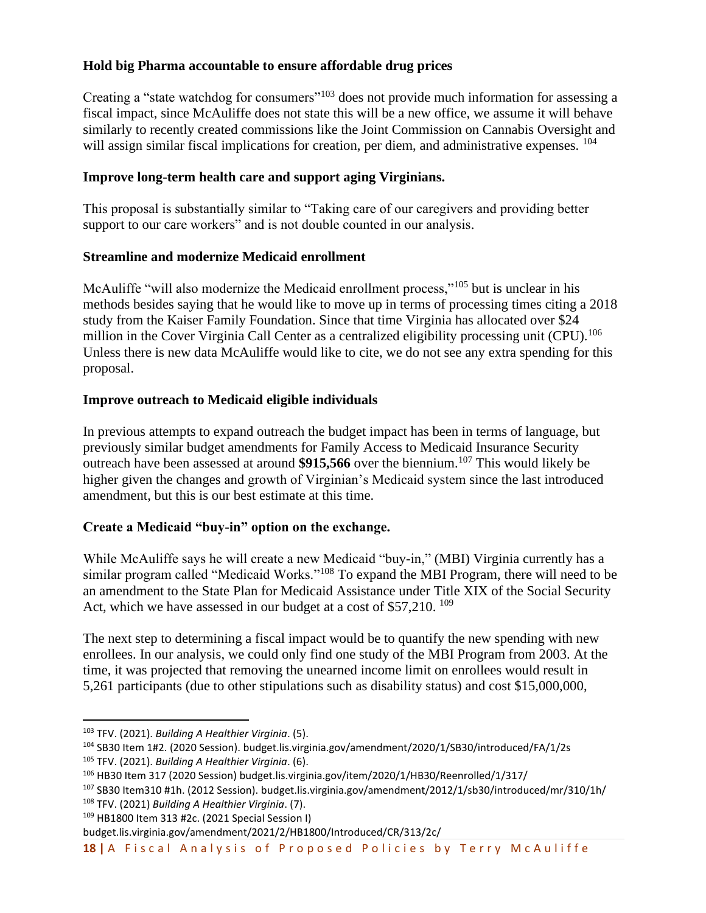### Hold big Pharma accountable to ensure affordable drug prices

Creating a "state watchdog for consumers"[103] does not provide much information for assessing a fiscal impact, since McAuliffe does not state this will be a new office, we assume it will behave similarly to recently created commissions like the Joint Commission on Cannabis Oversight and will assign similar fiscal implications for creation, per diem, and administrative expenses. [104]

### Improve long-term health care and support aging Virginians.

This proposal is substantially similar to "Taking care of our caregivers and providing better support to our care workers" and is not double counted in our analysis.

### Streamline and modernize Medicaid enrollment

McAuliffe "will also modernize the Medicaid enrollment process,"[105] but is unclear in his methods besides saying that he would like to move up in terms of processing times citing a 2018 study from the Kaiser Family Foundation. Since that time Virginia has allocated over $24 million in the Cover Virginia Call Center as a centralized eligibility processing unit (CPU).[106] Unless there is new data McAuliffe would like to cite, we do not see any extra spending for this proposal.

### Improve outreach to Medicaid eligible individuals

In previous attempts to expand outreach the budget impact has been in terms of language, but previously similar budget amendments for Family Access to Medicaid Insurance Security outreach have been assessed at around **$915,566** over the biennium.[107] This would likely be higher given the changes and growth of Virginian's Medicaid system since the last introduced amendment, but this is our best estimate at this time.

### Create a Medicaid "buy-in" option on the exchange.

While McAuliffe says he will create a new Medicaid "buy-in," (MBI) Virginia currently has a similar program called "Medicaid Works."[108] To expand the MBI Program, there will need to be an amendment to the State Plan for Medicaid Assistance under Title XIX of the Social Security Act, which we have assessed in our budget at a cost of $57,210. [109]

The next step to determining a fiscal impact would be to quantify the new spending with new enrollees. In our analysis, we could only find one study of the MBI Program from 2003. At the time, it was projected that removing the unearned income limit on enrollees would result in 5,261 participants (due to other stipulations such as disability status) and cost $15,000,000,

---

[103] TFV. (2021). *Building A Healthier Virginia*. (5).

[104] SB30 Item 1#2. (2020 Session). budget.lis.virginia.gov/amendment/2020/1/SB30/introduced/FA/1/2s

[105] TFV. (2021). *Building A Healthier Virginia*. (6).

[106] HB30 Item 317 (2020 Session) budget.lis.virginia.gov/item/2020/1/HB30/Reenrolled/1/317/

[107] SB30 Item310 #1h. (2012 Session). budget.lis.virginia.gov/amendment/2012/1/sb30/introduced/mr/310/1h/

[108] TFV. (2021) *Building A Healthier Virginia*. (7).

[109] HB1800 Item 313 #2c. (2021 Special Session I) budget.lis.virginia.gov/amendment/2021/2/HB1800/Introduced/CR/313/2c/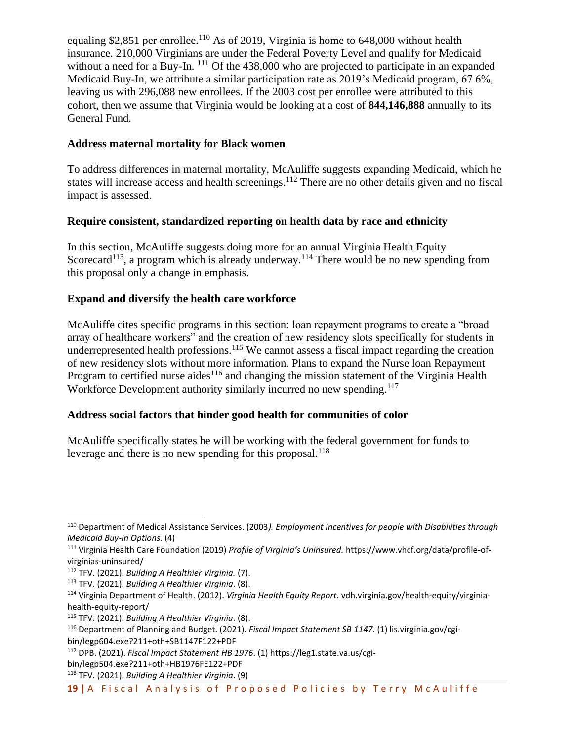equaling $2,851 per enrollee.[110] As of 2019, Virginia is home to 648,000 without health insurance. 210,000 Virginians are under the Federal Poverty Level and qualify for Medicaid without a need for a Buy-In. [111] Of the 438,000 who are projected to participate in an expanded Medicaid Buy-In, we attribute a similar participation rate as 2019's Medicaid program, 67.6%, leaving us with 296,088 new enrollees. If the 2003 cost per enrollee were attributed to this cohort, then we assume that Virginia would be looking at a cost of **844,146,888** annually to its General Fund.

### Address maternal mortality for Black women

To address differences in maternal mortality, McAuliffe suggests expanding Medicaid, which he states will increase access and health screenings.[112] There are no other details given and no fiscal impact is assessed.

### Require consistent, standardized reporting on health data by race and ethnicity

In this section, McAuliffe suggests doing more for an annual Virginia Health Equity Scorecard[113], a program which is already underway.[114] There would be no new spending from this proposal only a change in emphasis.

### Expand and diversify the health care workforce

McAuliffe cites specific programs in this section: loan repayment programs to create a "broad array of healthcare workers" and the creation of new residency slots specifically for students in underrepresented health professions.[115] We cannot assess a fiscal impact regarding the creation of new residency slots without more information. Plans to expand the Nurse loan Repayment Program to certified nurse aides[116] and changing the mission statement of the Virginia Health Workforce Development authority similarly incurred no new spending.[117]

### Address social factors that hinder good health for communities of color

McAuliffe specifically states he will be working with the federal government for funds to leverage and there is no new spending for this proposal.[118]

---

[110] Department of Medical Assistance Services. (2003*). Employment Incentives for people with Disabilities through Medicaid Buy-In Options*. (4)

[111] Virginia Health Care Foundation (2019) *Profile of Virginia's Uninsured.* https://www.vhcf.org/data/profile-of-virginias-uninsured/

[112] TFV. (2021). *Building A Healthier Virginia.* (7).

[113] TFV. (2021). *Building A Healthier Virginia*. (8).

[114] Virginia Department of Health. (2012). *Virginia Health Equity Report*. vdh.virginia.gov/health-equity/virginia-health-equity-report/

[115] TFV. (2021). *Building A Healthier Virginia*. (8).

[116] Department of Planning and Budget. (2021). *Fiscal Impact Statement SB 1147*. (1) lis.virginia.gov/cgi-bin/legp604.exe?211+oth+SB1147F122+PDF

[117] DPB. (2021). *Fiscal Impact Statement HB 1976*. (1) https://leg1.state.va.us/cgi-bin/legp504.exe?211+oth+HB1976FE122+PDF

[118] TFV. (2021). *Building A Healthier Virginia*. (9)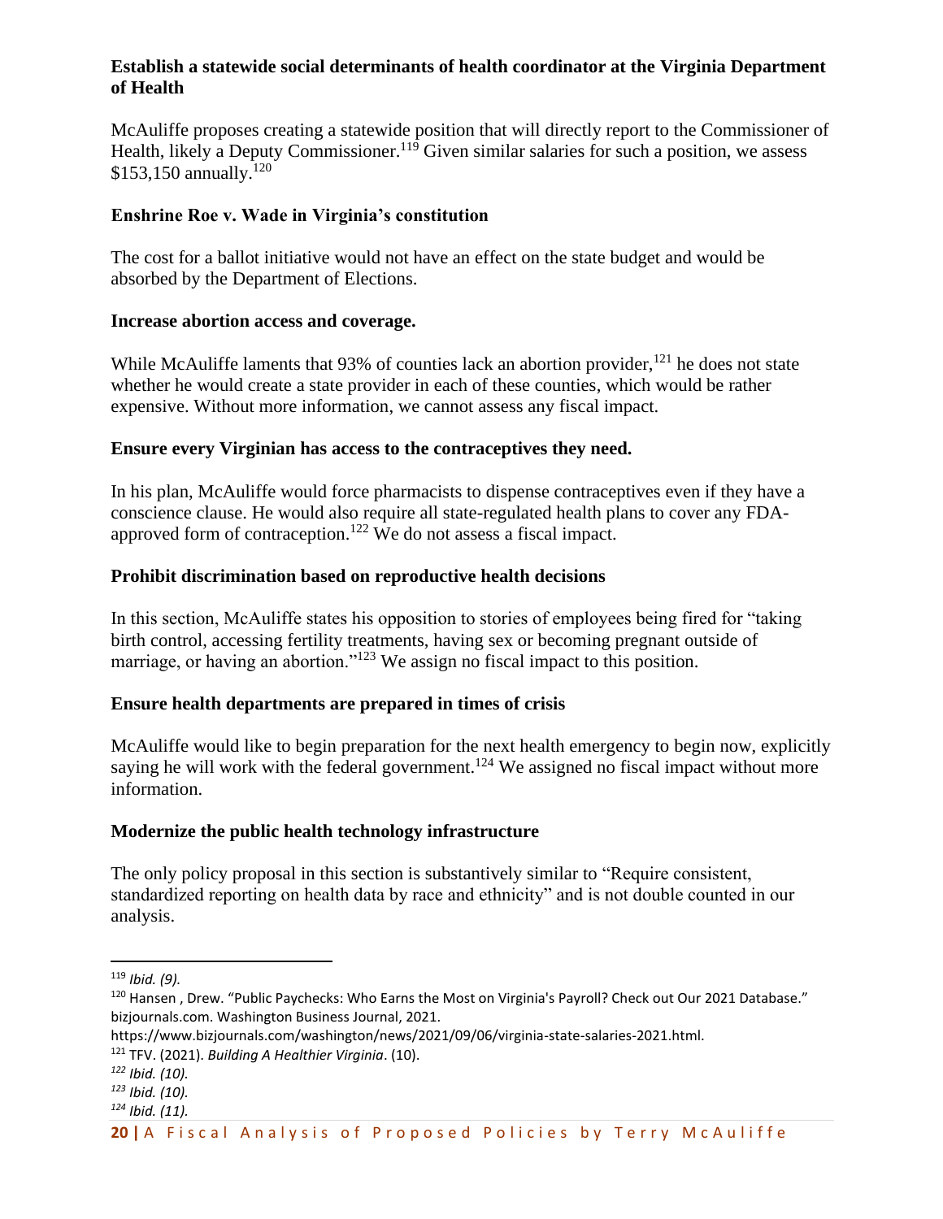### Establish a statewide social determinants of health coordinator at the Virginia Department of Health

McAuliffe proposes creating a statewide position that will directly report to the Commissioner of Health, likely a Deputy Commissioner.[119] Given similar salaries for such a position, we assess $153,150 annually.[120]

### Enshrine Roe v. Wade in Virginia's constitution

The cost for a ballot initiative would not have an effect on the state budget and would be absorbed by the Department of Elections.

### Increase abortion access and coverage.

While McAuliffe laments that 93% of counties lack an abortion provider,[121] he does not state whether he would create a state provider in each of these counties, which would be rather expensive. Without more information, we cannot assess any fiscal impact.

### Ensure every Virginian has access to the contraceptives they need.

In his plan, McAuliffe would force pharmacists to dispense contraceptives even if they have a conscience clause. He would also require all state-regulated health plans to cover any FDA-approved form of contraception.[122] We do not assess a fiscal impact.

### Prohibit discrimination based on reproductive health decisions

In this section, McAuliffe states his opposition to stories of employees being fired for "taking birth control, accessing fertility treatments, having sex or becoming pregnant outside of marriage, or having an abortion."[123] We assign no fiscal impact to this position.

### Ensure health departments are prepared in times of crisis

McAuliffe would like to begin preparation for the next health emergency to begin now, explicitly saying he will work with the federal government.[124] We assigned no fiscal impact without more information.

### Modernize the public health technology infrastructure

The only policy proposal in this section is substantively similar to "Require consistent, standardized reporting on health data by race and ethnicity" and is not double counted in our analysis.

---

[119] *Ibid. (9).*

[120] Hansen , Drew. "Public Paychecks: Who Earns the Most on Virginia's Payroll? Check out Our 2021 Database." bizjournals.com. Washington Business Journal, 2021. https://www.bizjournals.com/washington/news/2021/09/06/virginia-state-salaries-2021.html.

[121] TFV. (2021). *Building A Healthier Virginia*. (10).

[122] *Ibid. (10).*

[123] *Ibid. (10).*

[124] *Ibid. (11).*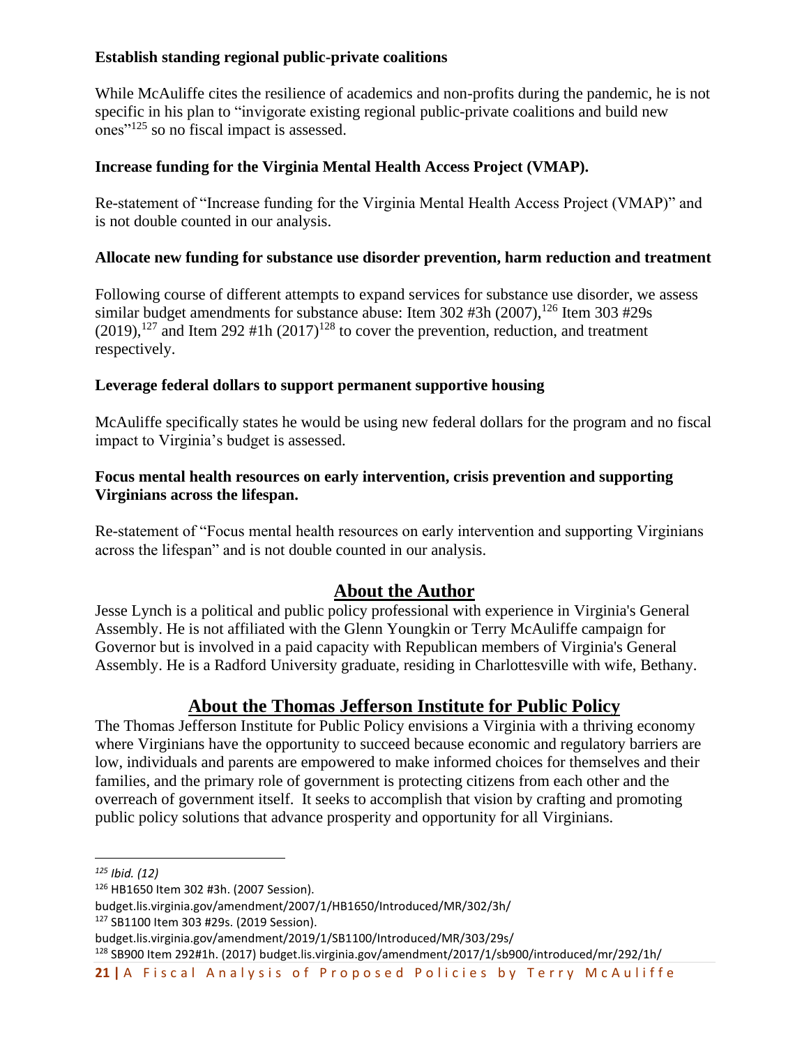**Establish standing regional public-private coalitions**

While McAuliffe cites the resilience of academics and non-profits during the pandemic, he is not specific in his plan to "invigorate existing regional public-private coalitions and build new ones"[125] so no fiscal impact is assessed.

**Increase funding for the Virginia Mental Health Access Project (VMAP).**

Re-statement of "Increase funding for the Virginia Mental Health Access Project (VMAP)" and is not double counted in our analysis.

**Allocate new funding for substance use disorder prevention, harm reduction and treatment**

Following course of different attempts to expand services for substance use disorder, we assess similar budget amendments for substance abuse: Item 302 #3h (2007),[126] Item 303 #29s (2019),[127] and Item 292 #1h (2017)[128] to cover the prevention, reduction, and treatment respectively.

**Leverage federal dollars to support permanent supportive housing**

McAuliffe specifically states he would be using new federal dollars for the program and no fiscal impact to Virginia's budget is assessed.

**Focus mental health resources on early intervention, crisis prevention and supporting Virginians across the lifespan.**

Re-statement of "Focus mental health resources on early intervention and supporting Virginians across the lifespan" and is not double counted in our analysis.

## About the Author

Jesse Lynch is a political and public policy professional with experience in Virginia's General Assembly. He is not affiliated with the Glenn Youngkin or Terry McAuliffe campaign for Governor but is involved in a paid capacity with Republican members of Virginia's General Assembly. He is a Radford University graduate, residing in Charlottesville with wife, Bethany.

## About the Thomas Jefferson Institute for Public Policy

The Thomas Jefferson Institute for Public Policy envisions a Virginia with a thriving economy where Virginians have the opportunity to succeed because economic and regulatory barriers are low, individuals and parents are empowered to make informed choices for themselves and their families, and the primary role of government is protecting citizens from each other and the overreach of government itself. It seeks to accomplish that vision by crafting and promoting public policy solutions that advance prosperity and opportunity for all Virginians.

---

[125] *Ibid. (12)*

[126] HB1650 Item 302 #3h. (2007 Session). budget.lis.virginia.gov/amendment/2007/1/HB1650/Introduced/MR/302/3h/

[127] SB1100 Item 303 #29s. (2019 Session). budget.lis.virginia.gov/amendment/2019/1/SB1100/Introduced/MR/303/29s/

[128] SB900 Item 292#1h. (2017) budget.lis.virginia.gov/amendment/2017/1/sb900/introduced/mr/292/1h/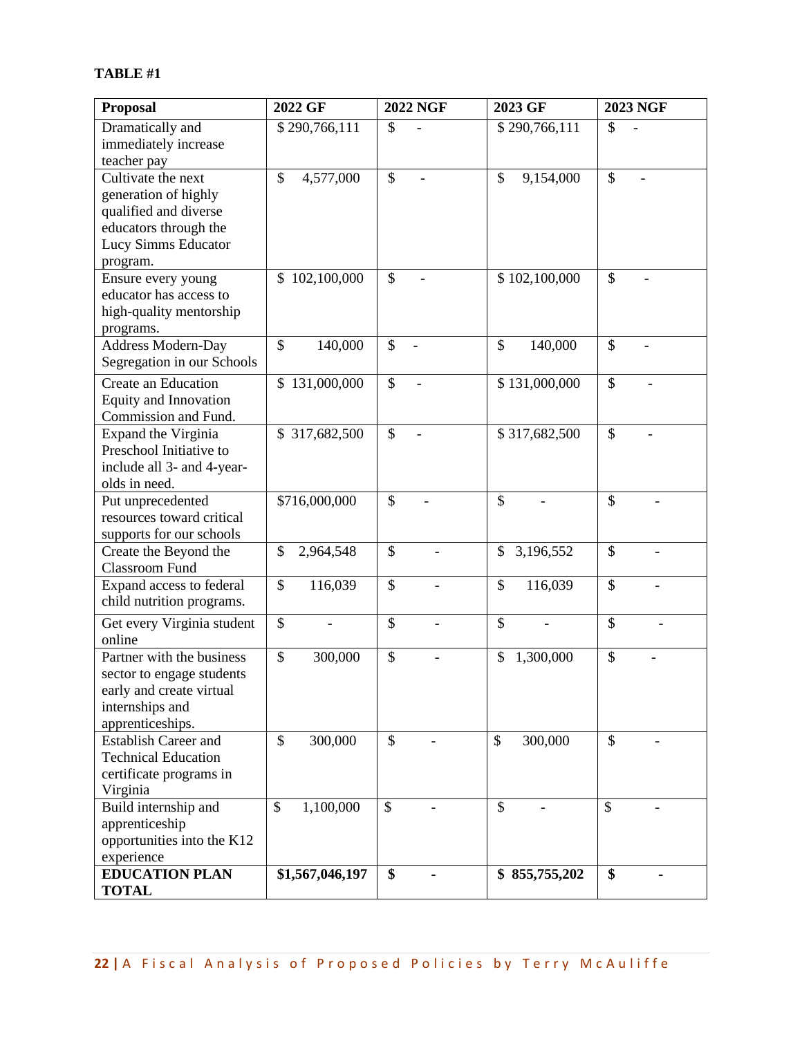**TABLE #1**

| Proposal | 2022 GF | 2022 NGF | 2023 GF | 2023 NGF |
|---|---|---|---|---|
| Dramatically and immediately increase teacher pay | $ 290,766,111 | $ - | $ 290,766,111 | $ - |
| Cultivate the next generation of highly qualified and diverse educators through the Lucy Simms Educator program. | $ 4,577,000 | $ - | $ 9,154,000 | $ - |
| Ensure every young educator has access to high-quality mentorship programs. | $ 102,100,000 | $ - | $ 102,100,000 | $ - |
| Address Modern-Day Segregation in our Schools | $ 140,000 | $ - | $ 140,000 | $ - |
| Create an Education Equity and Innovation Commission and Fund. | $ 131,000,000 | $ - | $ 131,000,000 | $ - |
| Expand the Virginia Preschool Initiative to include all 3- and 4-year-olds in need. | $ 317,682,500 | $ - | $ 317,682,500 | $ - |
| Put unprecedented resources toward critical supports for our schools | $716,000,000 | $ - | $ - | $ - |
| Create the Beyond the Classroom Fund | $ 2,964,548 | $ - | $ 3,196,552 | $ - |
| Expand access to federal child nutrition programs. | $ 116,039 | $ - | $ 116,039 | $ - |
| Get every Virginia student online | $ - | $ - | $ - | $ - |
| Partner with the business sector to engage students early and create virtual internships and apprenticeships. | $ 300,000 | $ - | $ 1,300,000 | $ - |
| Establish Career and Technical Education certificate programs in Virginia | $ 300,000 | $ - | $ 300,000 | $ - |
| Build internship and apprenticeship opportunities into the K12 experience | $ 1,100,000 | $ - | $ - | $ - |
| **EDUCATION PLAN TOTAL** | **$1,567,046,197** | **$ -** | **$ 855,755,202** | **$ -** |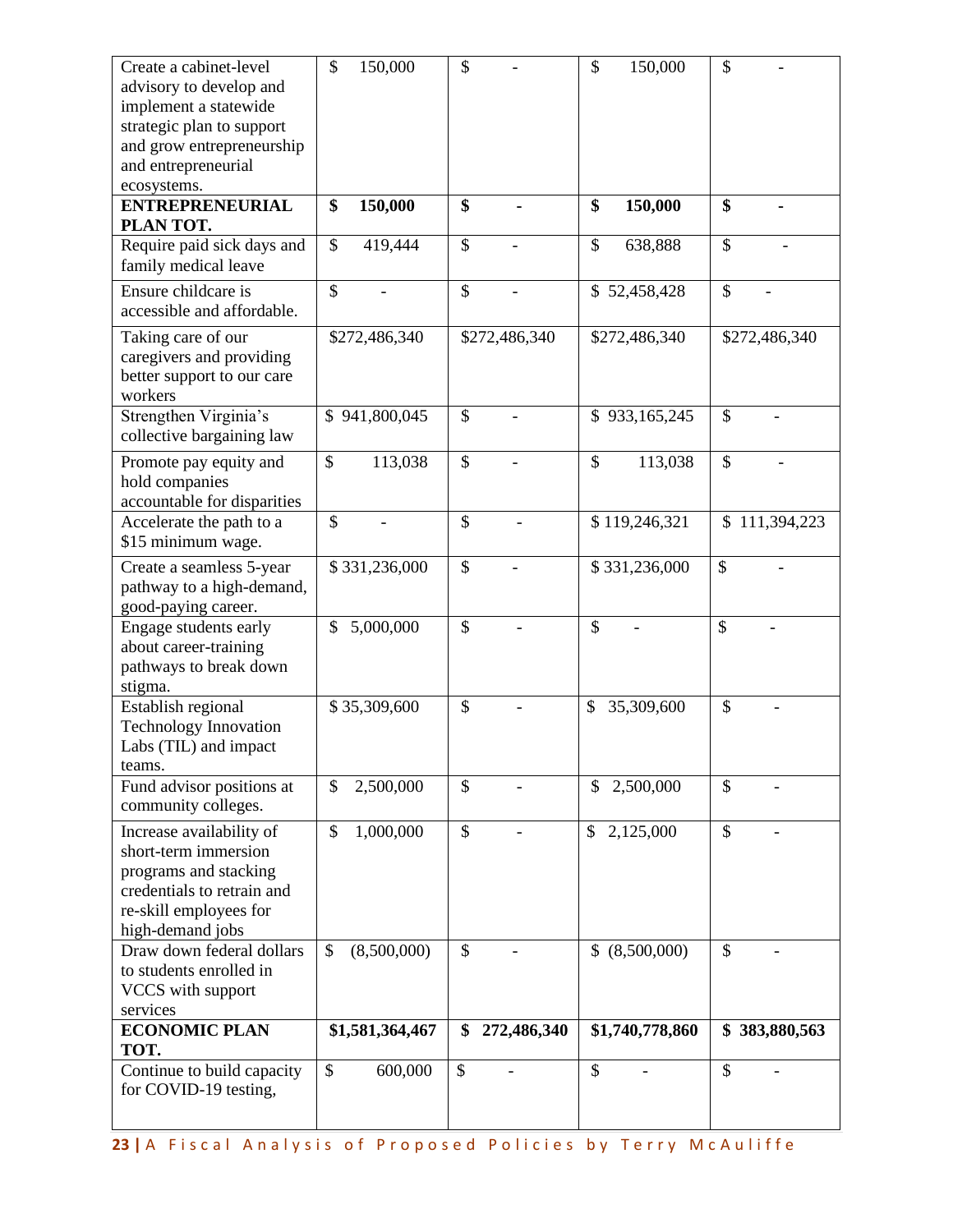| | | | | |
|---|---|---|---|---|
| Create a cabinet-level advisory to develop and implement a statewide strategic plan to support and grow entrepreneurship and entrepreneurial ecosystems. | $ 150,000 | $ - | $ 150,000 | $ - |
| **ENTREPRENEURIAL PLAN TOT.** | **$ 150,000** | **$ -** | **$ 150,000** | **$ -** |
| Require paid sick days and family medical leave | $ 419,444 | $ - | $ 638,888 | $ - |
| Ensure childcare is accessible and affordable. | $ - | $ - | $ 52,458,428 | $ - |
| Taking care of our caregivers and providing better support to our care workers | $272,486,340 | $272,486,340 | $272,486,340 | $272,486,340 |
| Strengthen Virginia's collective bargaining law | $ 941,800,045 | $ - | $ 933,165,245 | $ - |
| Promote pay equity and hold companies accountable for disparities | $ 113,038 | $ - | $ 113,038 | $ - |
| Accelerate the path to a $15 minimum wage. | $ - | $ - | $ 119,246,321 | $ 111,394,223 |
| Create a seamless 5-year pathway to a high-demand, good-paying career. | $ 331,236,000 | $ - | $ 331,236,000 | $ - |
| Engage students early about career-training pathways to break down stigma. | $ 5,000,000 | $ - | $ - | $ - |
| Establish regional Technology Innovation Labs (TIL) and impact teams. | $ 35,309,600 | $ - | $ 35,309,600 | $ - |
| Fund advisor positions at community colleges. | $ 2,500,000 | $ - | $ 2,500,000 | $ - |
| Increase availability of short-term immersion programs and stacking credentials to retrain and re-skill employees for high-demand jobs | $ 1,000,000 | $ - | $ 2,125,000 | $ - |
| Draw down federal dollars to students enrolled in VCCS with support services | $ (8,500,000) | $ - | $ (8,500,000) | $ - |
| **ECONOMIC PLAN TOT.** | **$1,581,364,467** | **$ 272,486,340** | **$1,740,778,860** | **$ 383,880,563** |
| Continue to build capacity for COVID-19 testing, | $ 600,000 | $ - | $ - | $ - |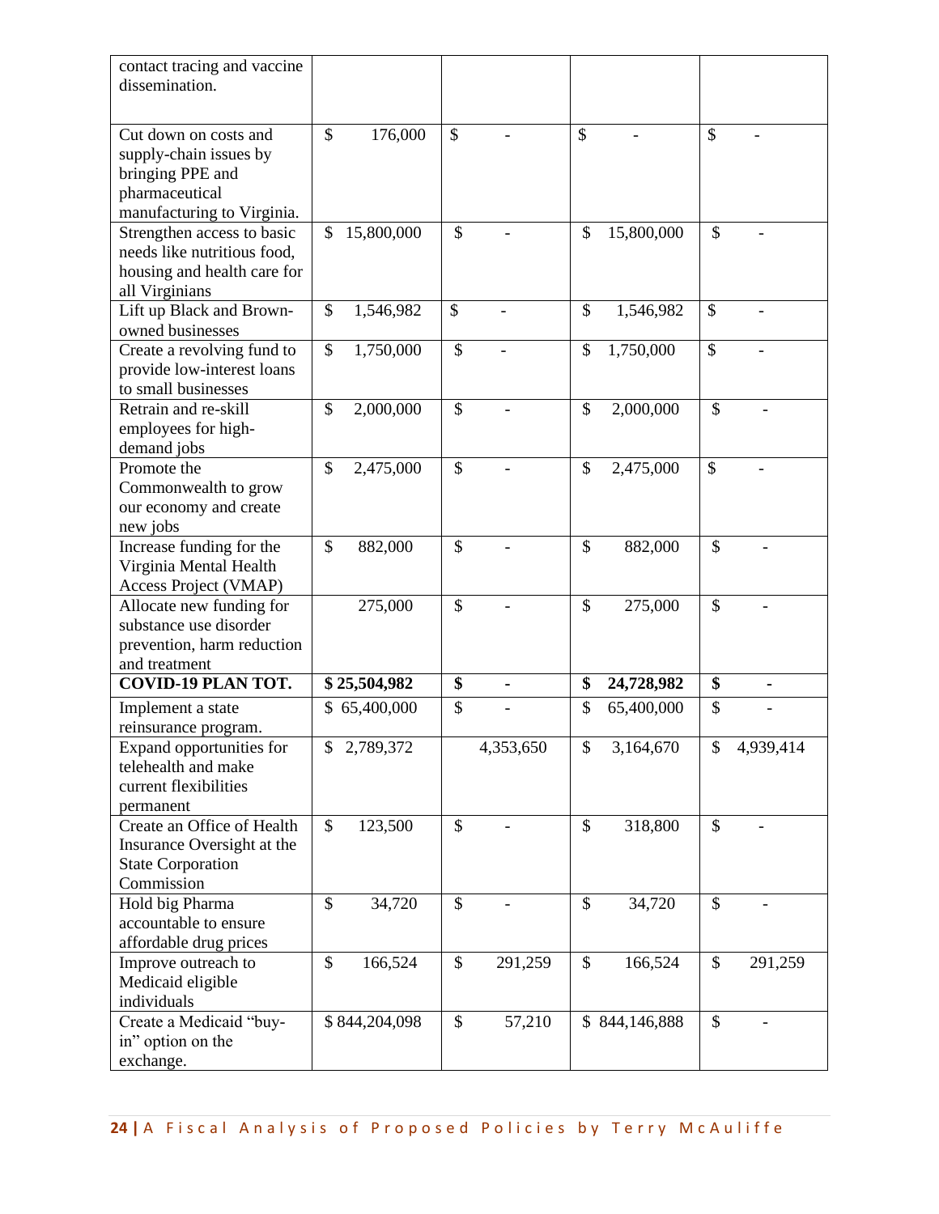| | | | | |
|---|---|---|---|---|
| contact tracing and vaccine dissemination. | | | | |
| Cut down on costs and supply-chain issues by bringing PPE and pharmaceutical manufacturing to Virginia. | $ 176,000 | $ - | $ - | $ - |
| Strengthen access to basic needs like nutritious food, housing and health care for all Virginians | $ 15,800,000 | $ - | $ 15,800,000 | $ - |
| Lift up Black and Brown-owned businesses | $ 1,546,982 | $ - | $ 1,546,982 | $ - |
| Create a revolving fund to provide low-interest loans to small businesses | $ 1,750,000 | $ - | $ 1,750,000 | $ - |
| Retrain and re-skill employees for high-demand jobs | $ 2,000,000 | $ - | $ 2,000,000 | $ - |
| Promote the Commonwealth to grow our economy and create new jobs | $ 2,475,000 | $ - | $ 2,475,000 | $ - |
| Increase funding for the Virginia Mental Health Access Project (VMAP) | $ 882,000 | $ - | $ 882,000 | $ - |
| Allocate new funding for substance use disorder prevention, harm reduction and treatment | 275,000 | $ - | $ 275,000 | $ - |
| **COVID-19 PLAN TOT.** | **$ 25,504,982** | **$ -** | **$ 24,728,982** | **$ -** |
| Implement a state reinsurance program. | $ 65,400,000 | $ - | $ 65,400,000 | $ - |
| Expand opportunities for telehealth and make current flexibilities permanent | $ 2,789,372 | 4,353,650 | $ 3,164,670 | $ 4,939,414 |
| Create an Office of Health Insurance Oversight at the State Corporation Commission | $ 123,500 | $ - | $ 318,800 | $ - |
| Hold big Pharma accountable to ensure affordable drug prices | $ 34,720 | $ - | $ 34,720 | $ - |
| Improve outreach to Medicaid eligible individuals | $ 166,524 | $ 291,259 | $ 166,524 | $ 291,259 |
| Create a Medicaid "buy-in" option on the exchange. | $ 844,204,098 | $ 57,210 | $ 844,146,888 | $ - |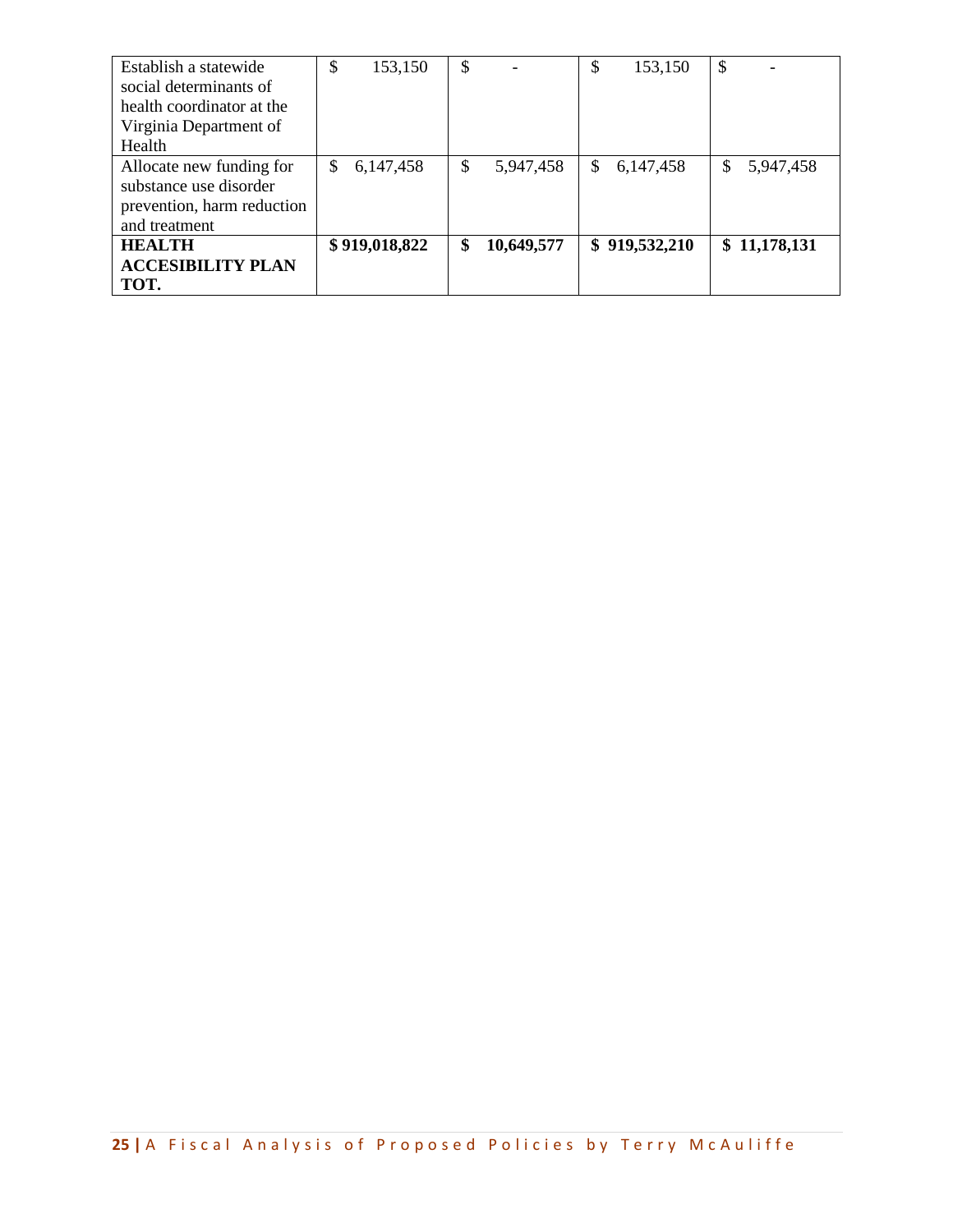| | | | | |
|---|---|---|---|---|
| Establish a statewide social determinants of health coordinator at the Virginia Department of Health | $ 153,150 | $ - | $ 153,150 | $ - |
| Allocate new funding for substance use disorder prevention, harm reduction and treatment | $ 6,147,458 | $ 5,947,458 | $ 6,147,458 | $ 5,947,458 |
| **HEALTH ACCESIBILITY PLAN TOT.** | **$ 919,018,822** | **$ 10,649,577** | **$ 919,532,210** | **$ 11,178,131** |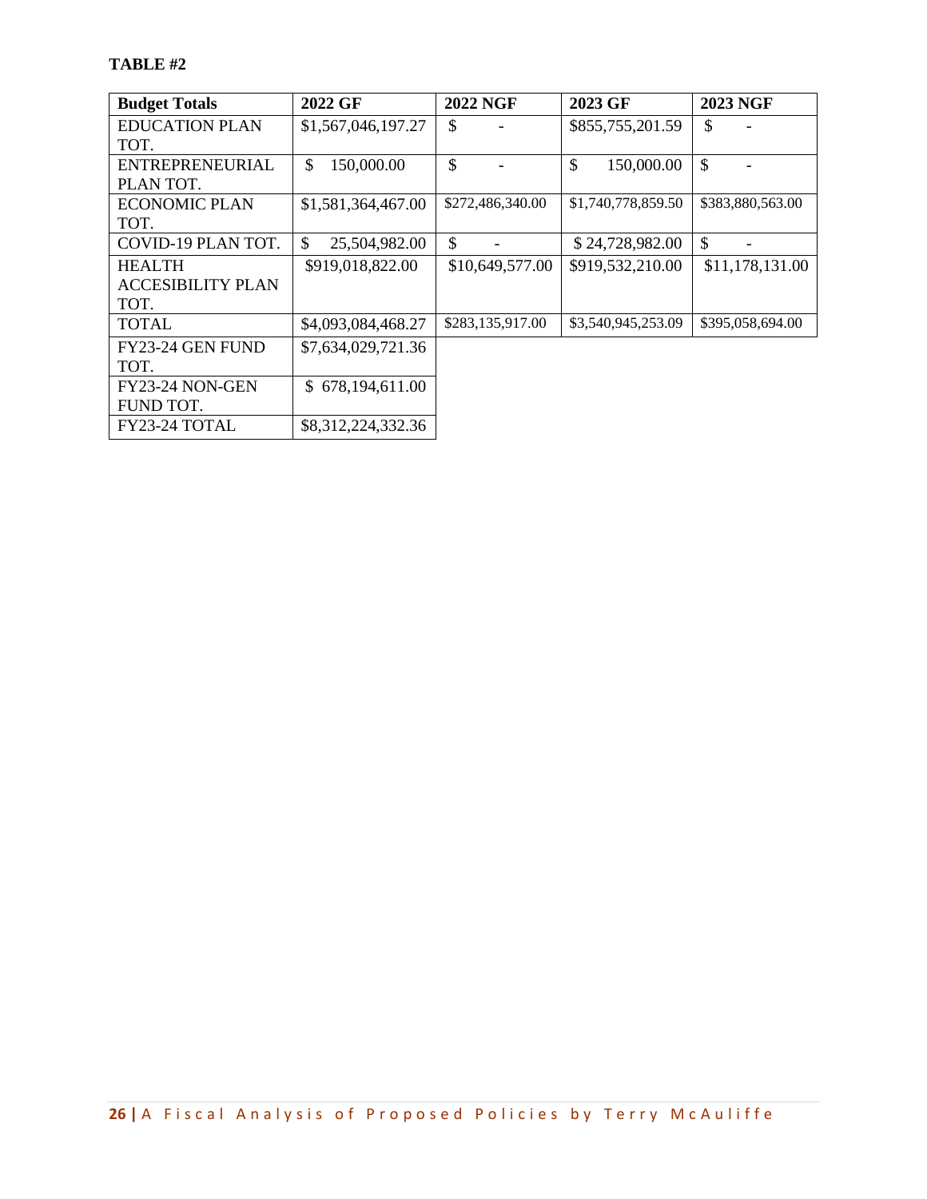**TABLE #2**

| Budget Totals | 2022 GF | 2022 NGF | 2023 GF | 2023 NGF |
|---|---|---|---|---|
| EDUCATION PLAN TOT. | $1,567,046,197.27 | $ - | $855,755,201.59 | $ - |
| ENTREPRENEURIAL PLAN TOT. | $ 150,000.00 | $ - | $ 150,000.00 | $ - |
| ECONOMIC PLAN TOT. | $1,581,364,467.00 | $272,486,340.00 | $1,740,778,859.50 | $383,880,563.00 |
| COVID-19 PLAN TOT. | $ 25,504,982.00 | $ - | $ 24,728,982.00 | $ - |
| HEALTH ACCESIBILITY PLAN TOT. | $919,018,822.00 | $10,649,577.00 | $919,532,210.00 | $11,178,131.00 |
| TOTAL | $4,093,084,468.27 | $283,135,917.00 | $3,540,945,253.09 | $395,058,694.00 |
| FY23-24 GEN FUND TOT. | $7,634,029,721.36 | | | |
| FY23-24 NON-GEN FUND TOT. | $ 678,194,611.00 | | | |
| FY23-24 TOTAL | $8,312,224,332.36 | | | |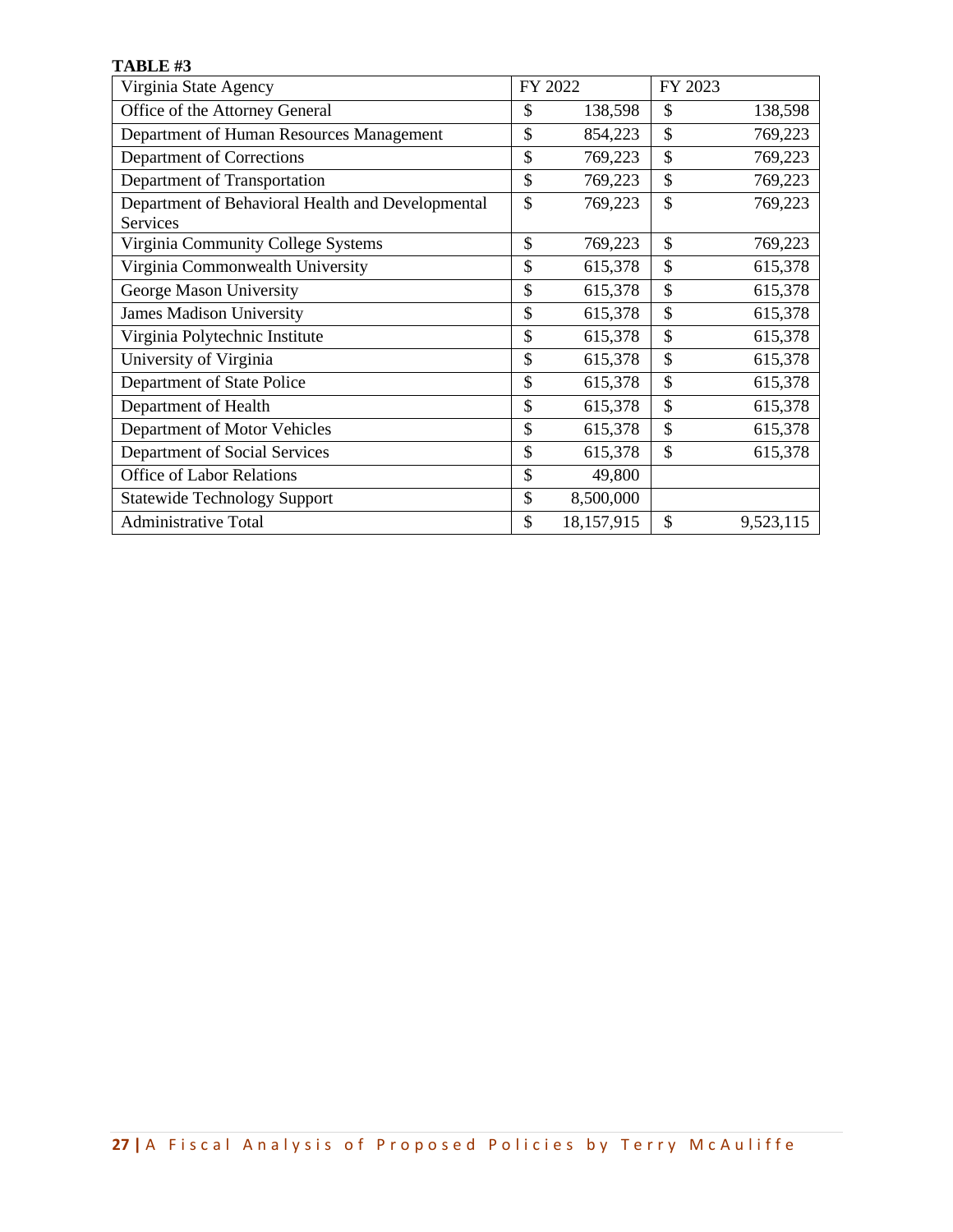**TABLE #3**

| Virginia State Agency | FY 2022 | FY 2023 |
|---|---|---|
| Office of the Attorney General | $ 138,598 | $ 138,598 |
| Department of Human Resources Management | $ 854,223 | $ 769,223 |
| Department of Corrections | $ 769,223 | $ 769,223 |
| Department of Transportation | $ 769,223 | $ 769,223 |
| Department of Behavioral Health and Developmental Services | $ 769,223 | $ 769,223 |
| Virginia Community College Systems | $ 769,223 | $ 769,223 |
| Virginia Commonwealth University | $ 615,378 | $ 615,378 |
| George Mason University | $ 615,378 | $ 615,378 |
| James Madison University | $ 615,378 | $ 615,378 |
| Virginia Polytechnic Institute | $ 615,378 | $ 615,378 |
| University of Virginia | $ 615,378 | $ 615,378 |
| Department of State Police | $ 615,378 | $ 615,378 |
| Department of Health | $ 615,378 | $ 615,378 |
| Department of Motor Vehicles | $ 615,378 | $ 615,378 |
| Department of Social Services | $ 615,378 | $ 615,378 |
| Office of Labor Relations | $ 49,800 | |
| Statewide Technology Support | $ 8,500,000 | |
| Administrative Total | $ 18,157,915 | $ 9,523,115 |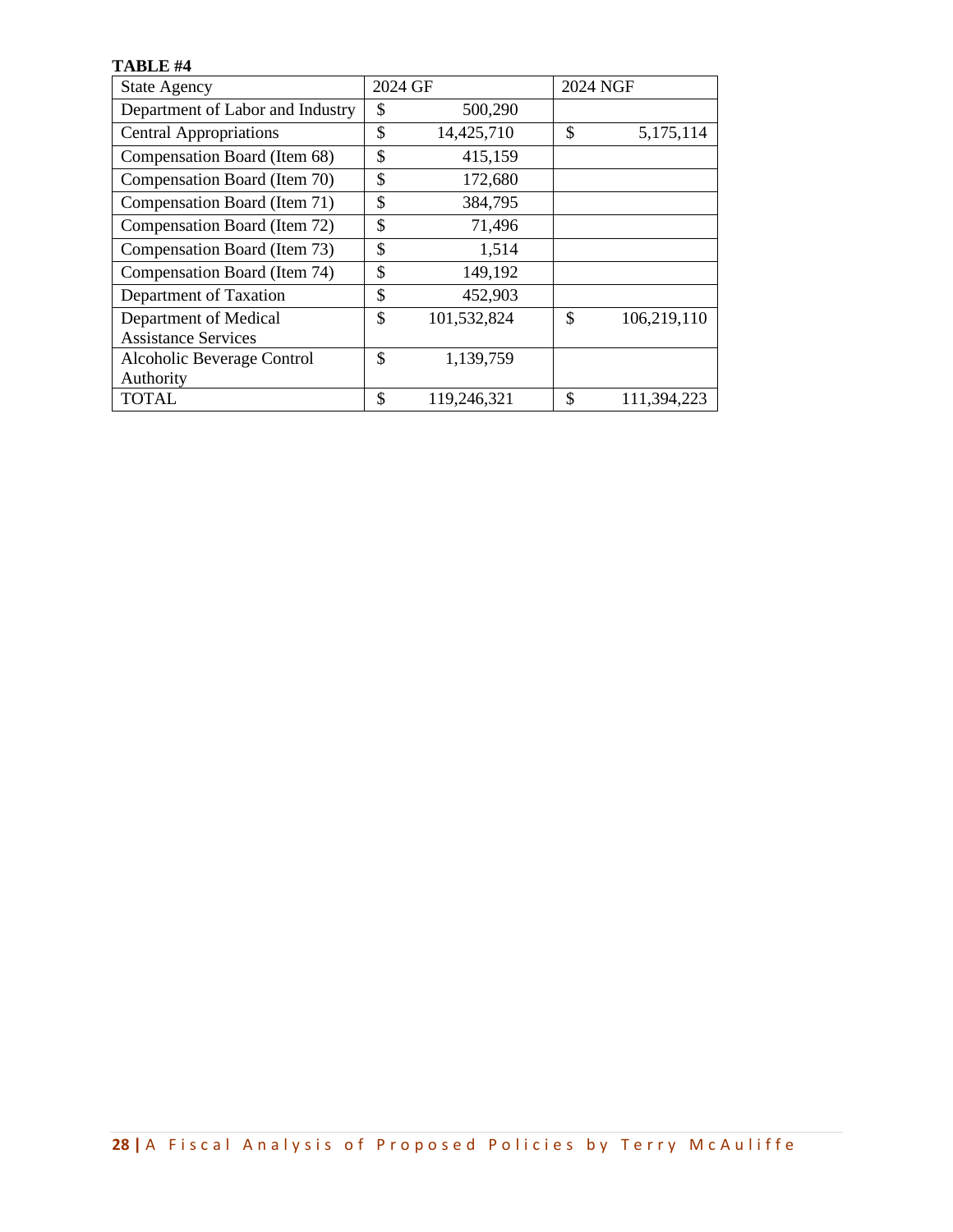**TABLE #4**

| State Agency | 2024 GF | 2024 NGF |
|---|---|---|
| Department of Labor and Industry | $ 500,290 | |
| Central Appropriations | $ 14,425,710 | $ 5,175,114 |
| Compensation Board (Item 68) | $ 415,159 | |
| Compensation Board (Item 70) | $ 172,680 | |
| Compensation Board (Item 71) | $ 384,795 | |
| Compensation Board (Item 72) | $ 71,496 | |
| Compensation Board (Item 73) | $ 1,514 | |
| Compensation Board (Item 74) | $ 149,192 | |
| Department of Taxation | $ 452,903 | |
| Department of Medical Assistance Services | $ 101,532,824 | $ 106,219,110 |
| Alcoholic Beverage Control Authority | $ 1,139,759 | |
| TOTAL | $ 119,246,321 | $ 111,394,223 |